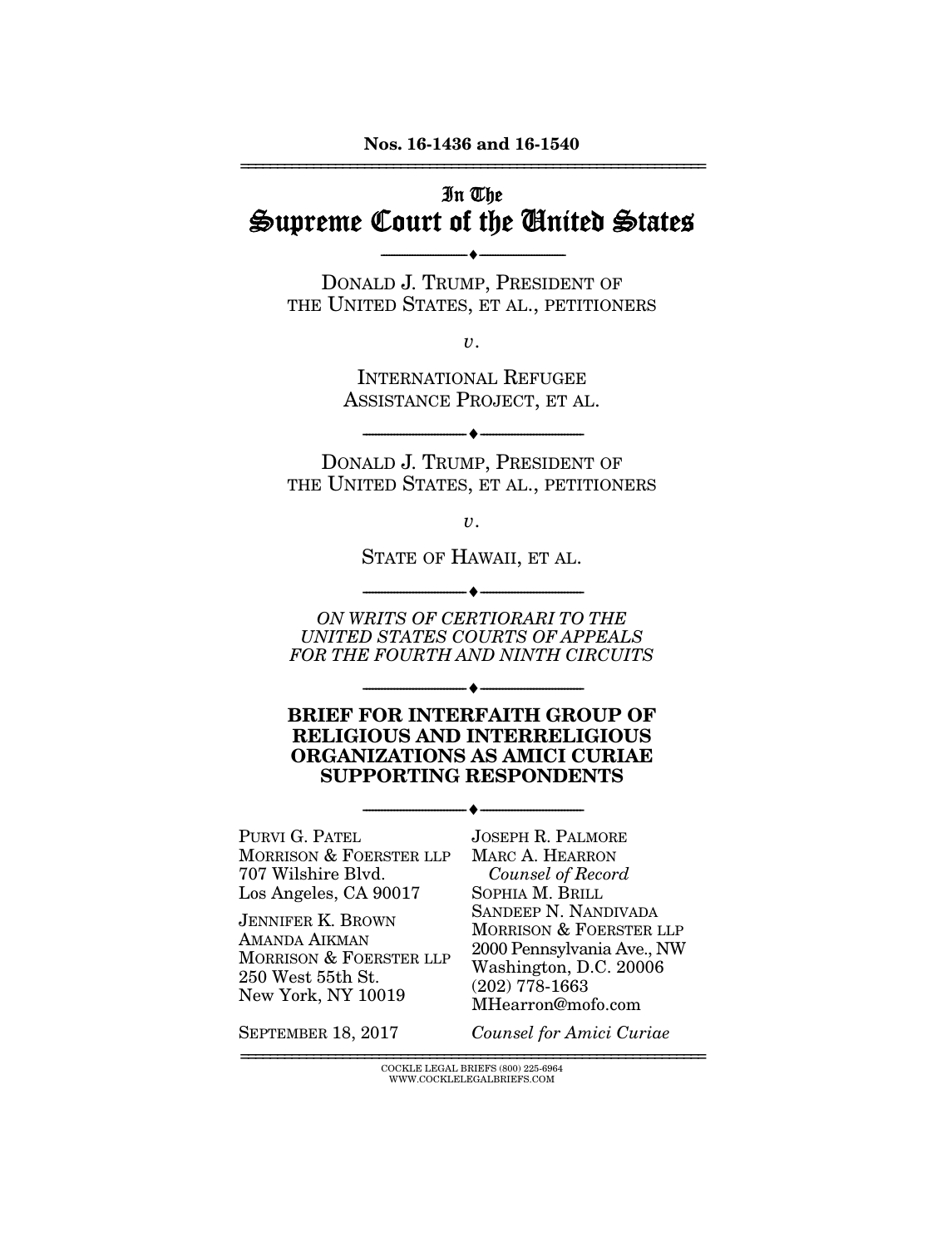**Nos. 16-1436 and 16-1540**

---

In The

# Supreme Court of the United States

---

DONALD J. TRUMP, PRESIDENT OF THE UNITED STATES, ET AL., PETITIONERS

*v.*

INTERNATIONAL REFUGEE ASSISTANCE PROJECT, ET AL.

---

DONALD J. TRUMP, PRESIDENT OF THE UNITED STATES, ET AL., PETITIONERS

*v.*

STATE OF HAWAII, ET AL.

---

*ON WRITS OF CERTIORARI TO THE UNITED STATES COURTS OF APPEALS FOR THE FOURTH AND NINTH CIRCUITS*

---

**BRIEF FOR INTERFAITH GROUP OF RELIGIOUS AND INTERRELIGIOUS ORGANIZATIONS AS AMICI CURIAE SUPPORTING RESPONDENTS**

---

PURVI G. PATEL
MORRISON & FOERSTER LLP
707 Wilshire Blvd.
Los Angeles, CA 90017

JENNIFER K. BROWN
AMANDA AIKMAN
MORRISON & FOERSTER LLP
250 West 55th St.
New York, NY 10019

SEPTEMBER 18, 2017

JOSEPH R. PALMORE
MARC A. HEARRON
*Counsel of Record*
SOPHIA M. BRILL
SANDEEP N. NANDIVADA
MORRISON & FOERSTER LLP
2000 Pennsylvania Ave., NW
Washington, D.C. 20006
(202) 778-1663
MHearron@mofo.com

*Counsel for Amici Curiae*

---

COCKLE LEGAL BRIEFS (800) 225-6964
WWW.COCKLELEGALBRIEFS.COM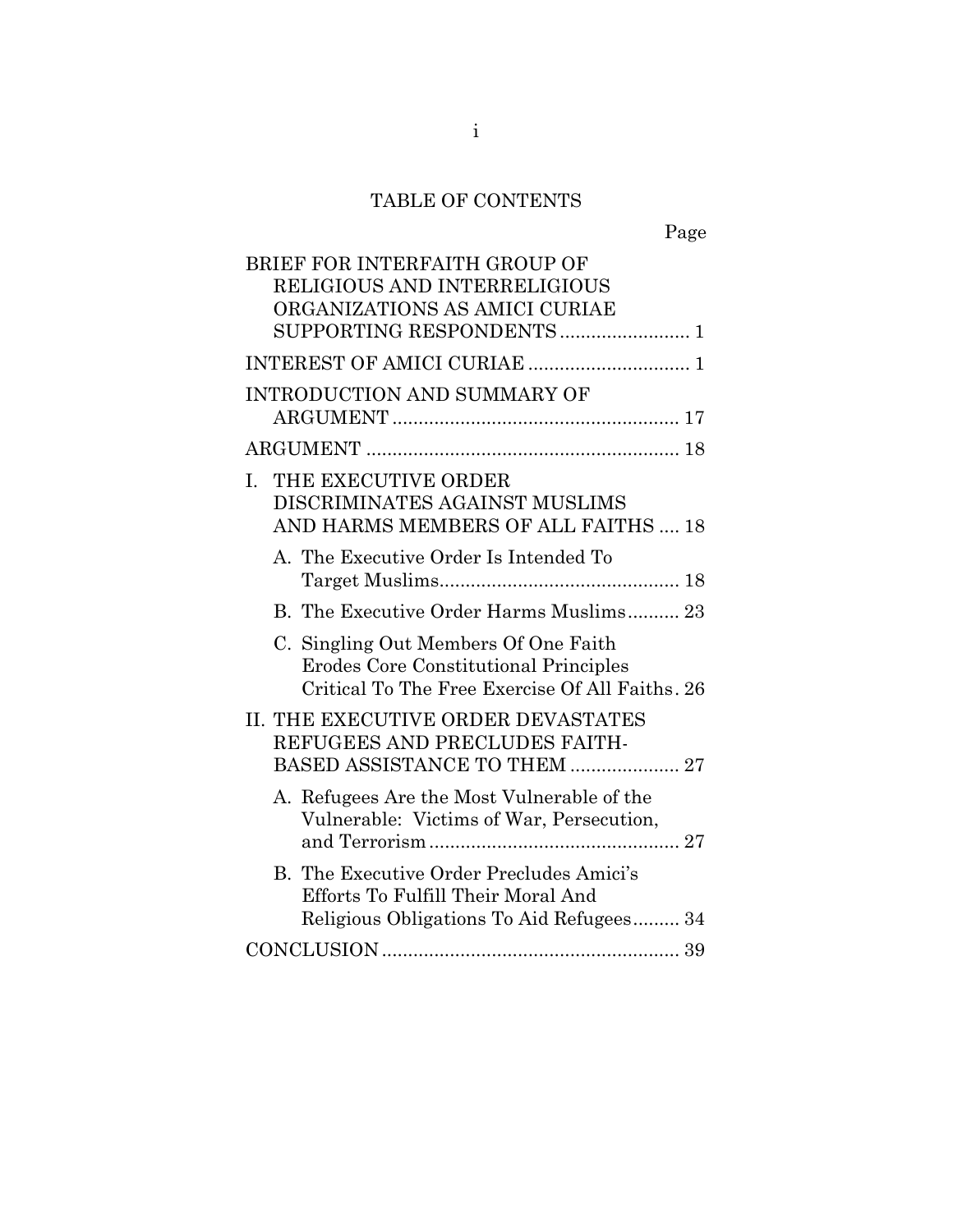# TABLE OF CONTENTS

| | Page |
|---|---|
| BRIEF FOR INTERFAITH GROUP OF RELIGIOUS AND INTERRELIGIOUS ORGANIZATIONS AS AMICI CURIAE SUPPORTING RESPONDENTS | 1 |
| INTEREST OF AMICI CURIAE | 1 |
| INTRODUCTION AND SUMMARY OF ARGUMENT | 17 |
| ARGUMENT | 18 |
| I. THE EXECUTIVE ORDER DISCRIMINATES AGAINST MUSLIMS AND HARMS MEMBERS OF ALL FAITHS | 18 |
| A. The Executive Order Is Intended To Target Muslims | 18 |
| B. The Executive Order Harms Muslims | 23 |
| C. Singling Out Members Of One Faith Erodes Core Constitutional Principles Critical To The Free Exercise Of All Faiths | 26 |
| II. THE EXECUTIVE ORDER DEVASTATES REFUGEES AND PRECLUDES FAITH-BASED ASSISTANCE TO THEM | 27 |
| A. Refugees Are the Most Vulnerable of the Vulnerable: Victims of War, Persecution, and Terrorism | 27 |
| B. The Executive Order Precludes Amici's Efforts To Fulfill Their Moral And Religious Obligations To Aid Refugees | 34 |
| CONCLUSION | 39 |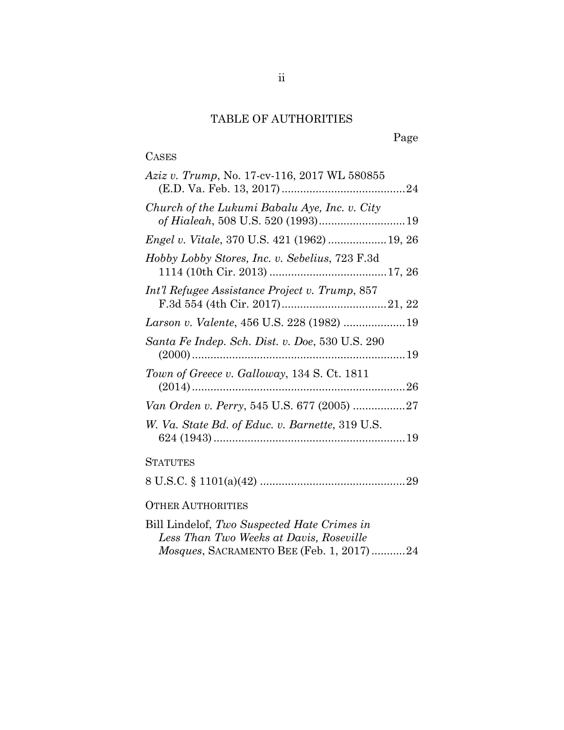# TABLE OF AUTHORITIES

Page

CASES

*Aziz v. Trump*, No. 17-cv-116, 2017 WL 580855 (E.D. Va. Feb. 13, 2017) ........................................ 24

*Church of the Lukumi Babalu Aye, Inc. v. City of Hialeah*, 508 U.S. 520 (1993) ............................ 19

*Engel v. Vitale*, 370 U.S. 421 (1962) ................... 19, 26

*Hobby Lobby Stores, Inc. v. Sebelius*, 723 F.3d 1114 (10th Cir. 2013) ...................................... 17, 26

*Int'l Refugee Assistance Project v. Trump*, 857 F.3d 554 (4th Cir. 2017) .................................. 21, 22

*Larson v. Valente*, 456 U.S. 228 (1982) .................... 19

*Santa Fe Indep. Sch. Dist. v. Doe*, 530 U.S. 290 (2000) ..................................................................... 19

*Town of Greece v. Galloway*, 134 S. Ct. 1811 (2014) ..................................................................... 26

*Van Orden v. Perry*, 545 U.S. 677 (2005) ................. 27

*W. Va. State Bd. of Educ. v. Barnette*, 319 U.S. 624 (1943) .............................................................. 19

STATUTES

8 U.S.C. § 1101(a)(42) ............................................... 29

OTHER AUTHORITIES

Bill Lindelof, *Two Suspected Hate Crimes in Less Than Two Weeks at Davis, Roseville Mosques*, SACRAMENTO BEE (Feb. 1, 2017) ........... 24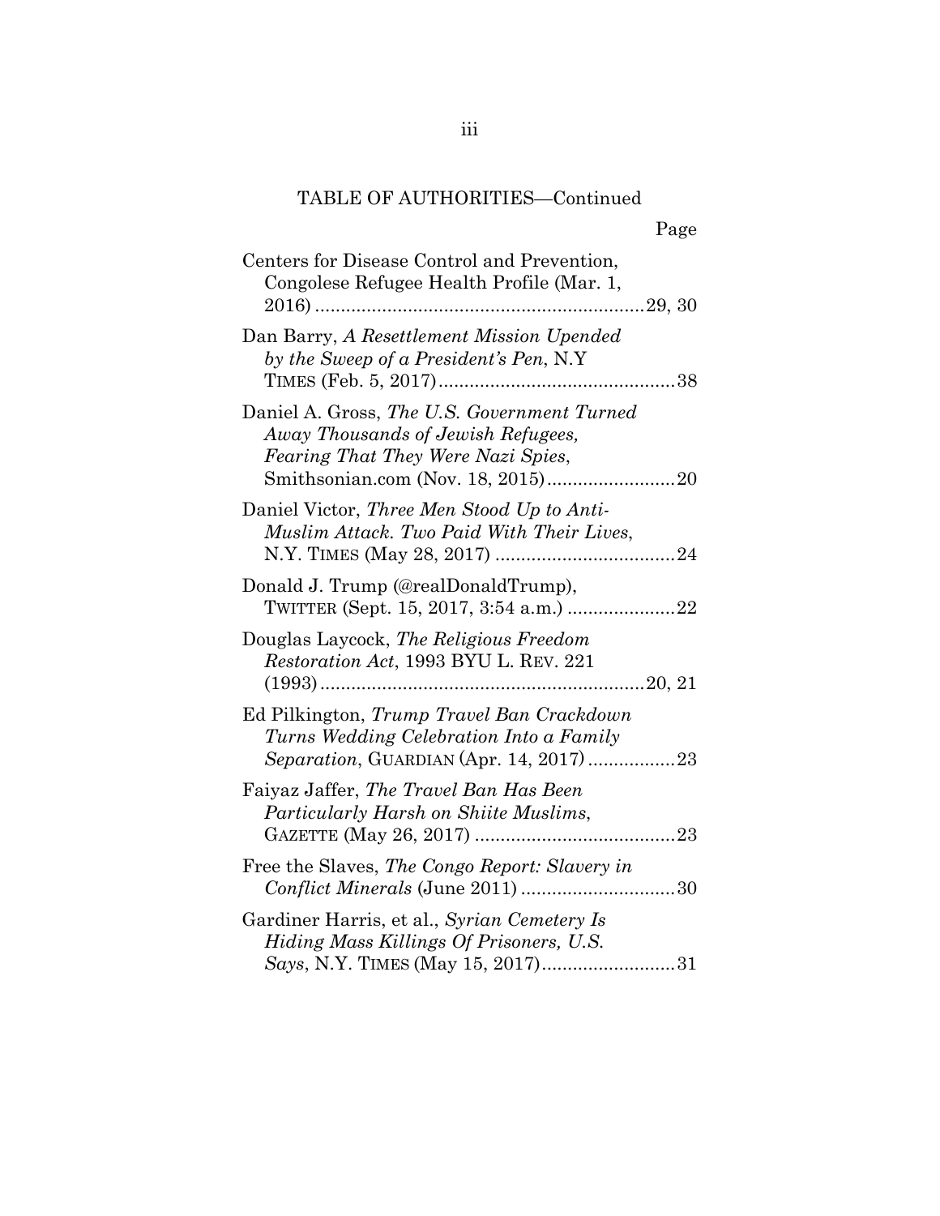TABLE OF AUTHORITIES—Continued

Page

Centers for Disease Control and Prevention, Congolese Refugee Health Profile (Mar. 1, 2016) ............................................................... 29, 30

Dan Barry, *A Resettlement Mission Upended by the Sweep of a President's Pen*, N.Y TIMES (Feb. 5, 2017) ............................................. 38

Daniel A. Gross, *The U.S. Government Turned Away Thousands of Jewish Refugees, Fearing That They Were Nazi Spies*, Smithsonian.com (Nov. 18, 2015) ......................... 20

Daniel Victor, *Three Men Stood Up to Anti-Muslim Attack. Two Paid With Their Lives*, N.Y. TIMES (May 28, 2017) ................................... 24

Donald J. Trump (@realDonaldTrump), TWITTER (Sept. 15, 2017, 3:54 a.m.) ..................... 22

Douglas Laycock, *The Religious Freedom Restoration Act*, 1993 BYU L. REV. 221 (1993) ............................................................... 20, 21

Ed Pilkington, *Trump Travel Ban Crackdown Turns Wedding Celebration Into a Family Separation*, GUARDIAN (Apr. 14, 2017) ................. 23

Faiyaz Jaffer, *The Travel Ban Has Been Particularly Harsh on Shiite Muslims*, GAZETTE (May 26, 2017) ....................................... 23

Free the Slaves, *The Congo Report: Slavery in Conflict Minerals* (June 2011) ............................. 30

Gardiner Harris, et al., *Syrian Cemetery Is Hiding Mass Killings Of Prisoners, U.S. Says*, N.Y. TIMES (May 15, 2017).......................... 31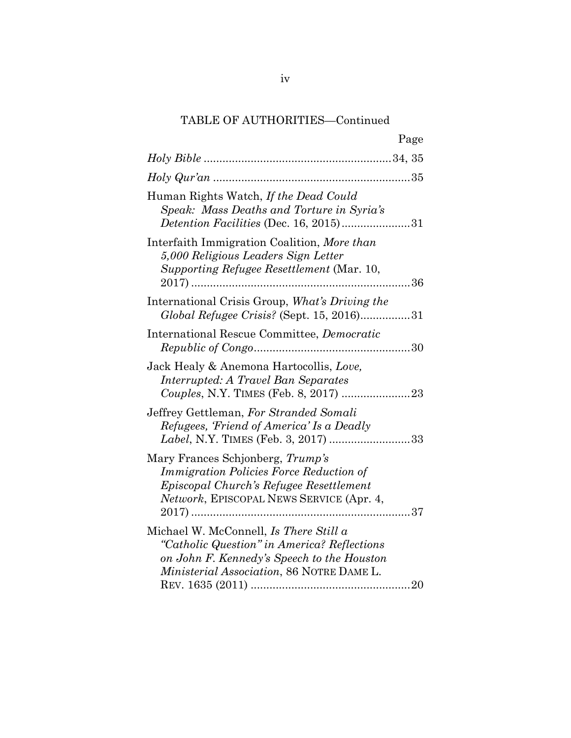TABLE OF AUTHORITIES—Continued

| | Page |
|---|---|
| *Holy Bible* | 34, 35 |
| *Holy Qur'an* | 35 |
| Human Rights Watch, *If the Dead Could Speak: Mass Deaths and Torture in Syria's Detention Facilities* (Dec. 16, 2015) | 31 |
| Interfaith Immigration Coalition, *More than 5,000 Religious Leaders Sign Letter Supporting Refugee Resettlement* (Mar. 10, 2017) | 36 |
| International Crisis Group, *What's Driving the Global Refugee Crisis?* (Sept. 15, 2016) | 31 |
| International Rescue Committee, *Democratic Republic of Congo* | 30 |
| Jack Healy & Anemona Hartocollis, *Love, Interrupted: A Travel Ban Separates Couples*, N.Y. TIMES (Feb. 8, 2017) | 23 |
| Jeffrey Gettleman, *For Stranded Somali Refugees, 'Friend of America' Is a Deadly Label*, N.Y. TIMES (Feb. 3, 2017) | 33 |
| Mary Frances Schjonberg, *Trump's Immigration Policies Force Reduction of Episcopal Church's Refugee Resettlement Network*, EPISCOPAL NEWS SERVICE (Apr. 4, 2017) | 37 |
| Michael W. McConnell, *Is There Still a "Catholic Question" in America? Reflections on John F. Kennedy's Speech to the Houston Ministerial Association*, 86 NOTRE DAME L. REV. 1635 (2011) | 20 |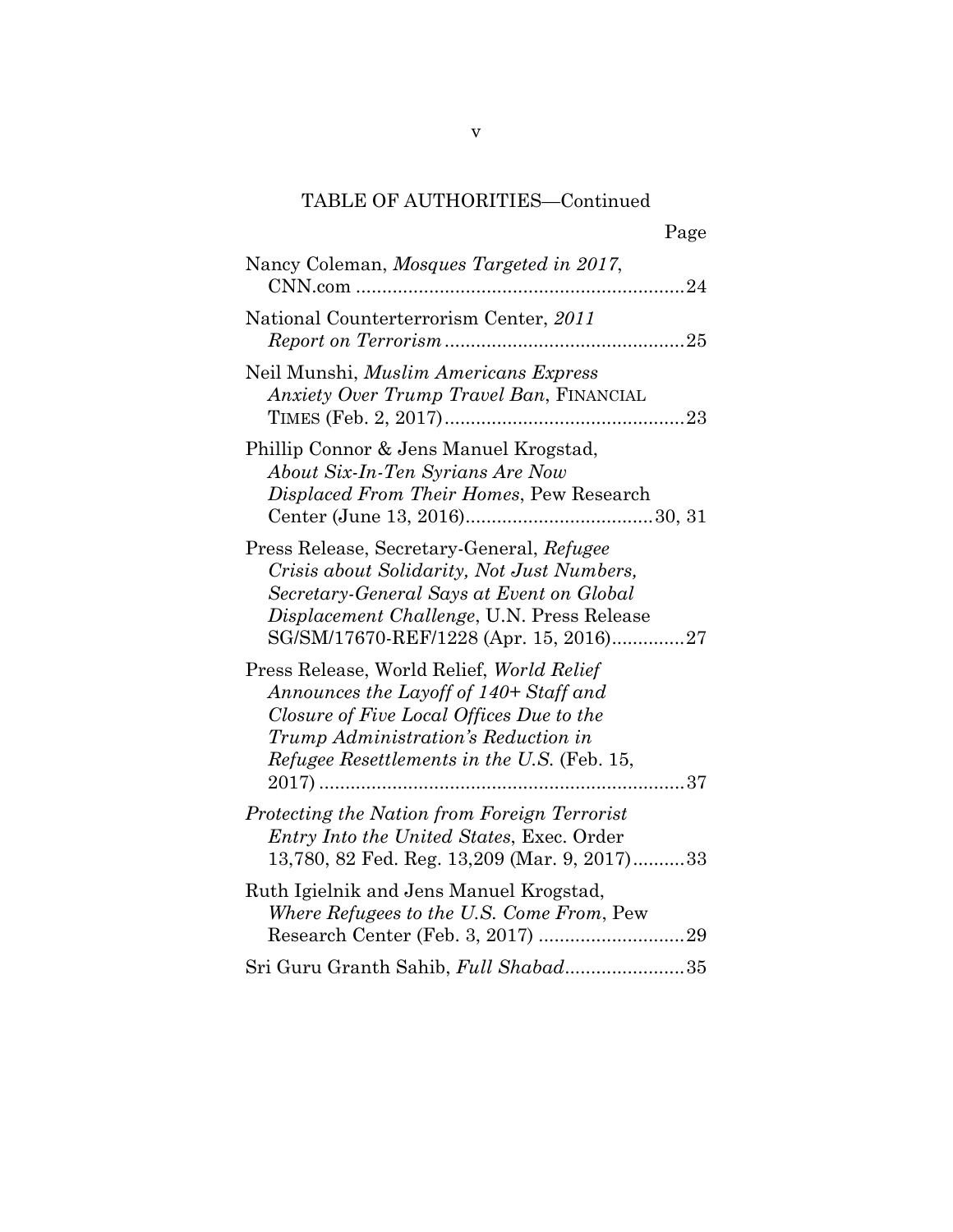TABLE OF AUTHORITIES—Continued

Page

Nancy Coleman, *Mosques Targeted in 2017*, CNN.com ..............................................................24

National Counterterrorism Center, *2011 Report on Terrorism* .............................................25

Neil Munshi, *Muslim Americans Express Anxiety Over Trump Travel Ban*, FINANCIAL TIMES (Feb. 2, 2017).............................................23

Phillip Connor & Jens Manuel Krogstad, *About Six-In-Ten Syrians Are Now Displaced From Their Homes*, Pew Research Center (June 13, 2016)....................................30, 31

Press Release, Secretary-General, *Refugee Crisis about Solidarity, Not Just Numbers, Secretary-General Says at Event on Global Displacement Challenge*, U.N. Press Release SG/SM/17670-REF/1228 (Apr. 15, 2016).............27

Press Release, World Relief, *World Relief Announces the Layoff of 140+ Staff and Closure of Five Local Offices Due to the Trump Administration's Reduction in Refugee Resettlements in the U.S.* (Feb. 15, 2017) .....................................................................37

*Protecting the Nation from Foreign Terrorist Entry Into the United States*, Exec. Order 13,780, 82 Fed. Reg. 13,209 (Mar. 9, 2017)..........33

Ruth Igielnik and Jens Manuel Krogstad, *Where Refugees to the U.S. Come From*, Pew Research Center (Feb. 3, 2017) ...........................29

Sri Guru Granth Sahib, *Full Shabad*.......................35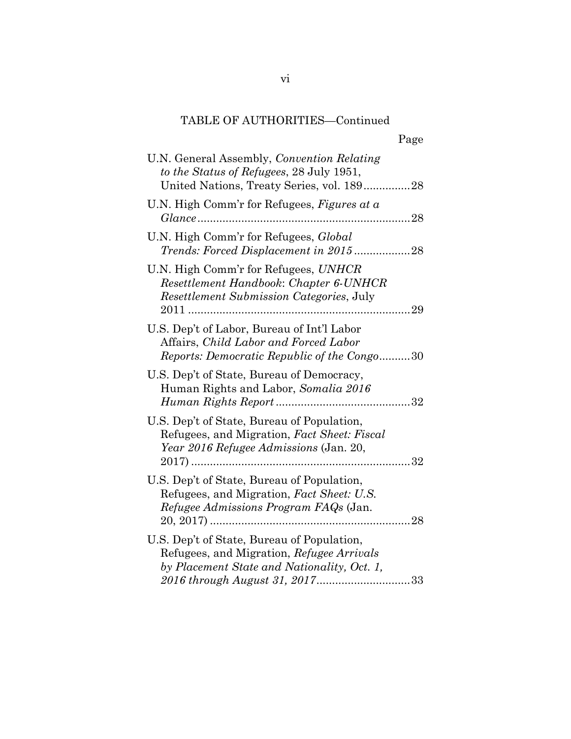TABLE OF AUTHORITIES—Continued

| | Page |
|---|---|
| U.N. General Assembly, *Convention Relating to the Status of Refugees*, 28 July 1951, United Nations, Treaty Series, vol. 189 | 28 |
| U.N. High Comm'r for Refugees, *Figures at a Glance* | 28 |
| U.N. High Comm'r for Refugees, *Global Trends: Forced Displacement in 2015* | 28 |
| U.N. High Comm'r for Refugees, *UNHCR Resettlement Handbook*: *Chapter 6-UNHCR Resettlement Submission Categories*, July 2011 | 29 |
| U.S. Dep't of Labor, Bureau of Int'l Labor Affairs, *Child Labor and Forced Labor Reports: Democratic Republic of the Congo* | 30 |
| U.S. Dep't of State, Bureau of Democracy, Human Rights and Labor, *Somalia 2016 Human Rights Report* | 32 |
| U.S. Dep't of State, Bureau of Population, Refugees, and Migration, *Fact Sheet: Fiscal Year 2016 Refugee Admissions* (Jan. 20, 2017) | 32 |
| U.S. Dep't of State, Bureau of Population, Refugees, and Migration, *Fact Sheet: U.S. Refugee Admissions Program FAQs* (Jan. 20, 2017) | 28 |
| U.S. Dep't of State, Bureau of Population, Refugees, and Migration, *Refugee Arrivals by Placement State and Nationality, Oct. 1, 2016 through August 31, 2017* | 33 |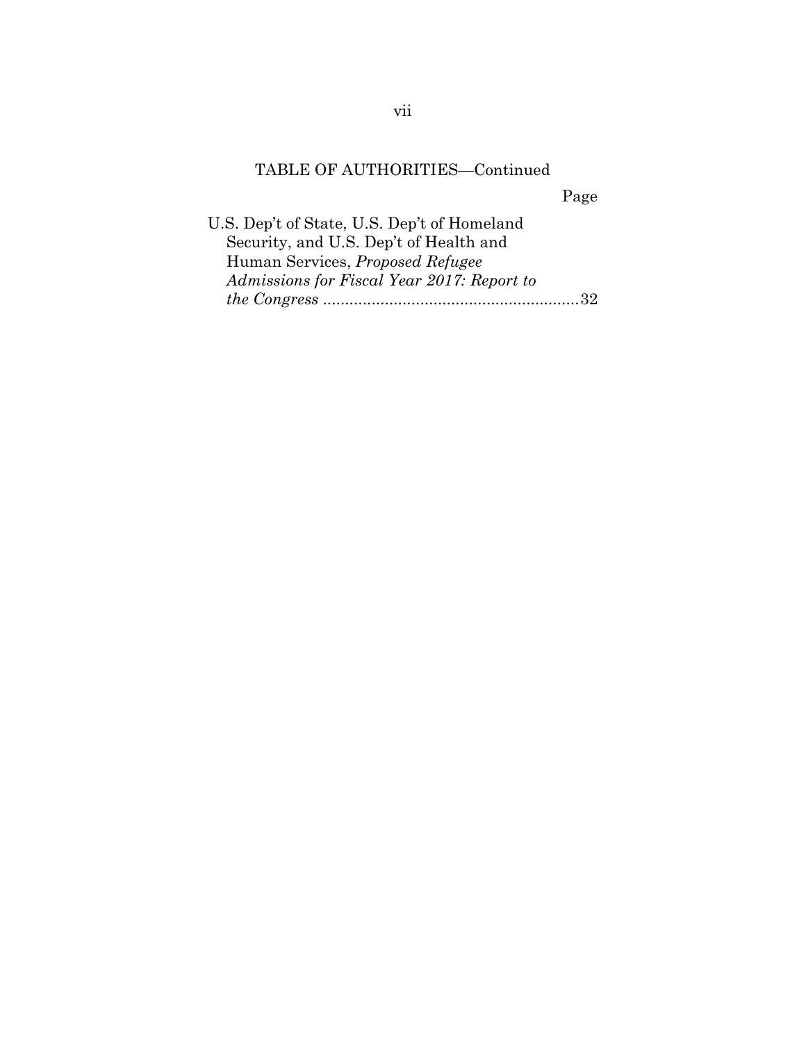TABLE OF AUTHORITIES—Continued

Page

U.S. Dep't of State, U.S. Dep't of Homeland Security, and U.S. Dep't of Health and Human Services, *Proposed Refugee Admissions for Fiscal Year 2017: Report to the Congress* .......................................................... 32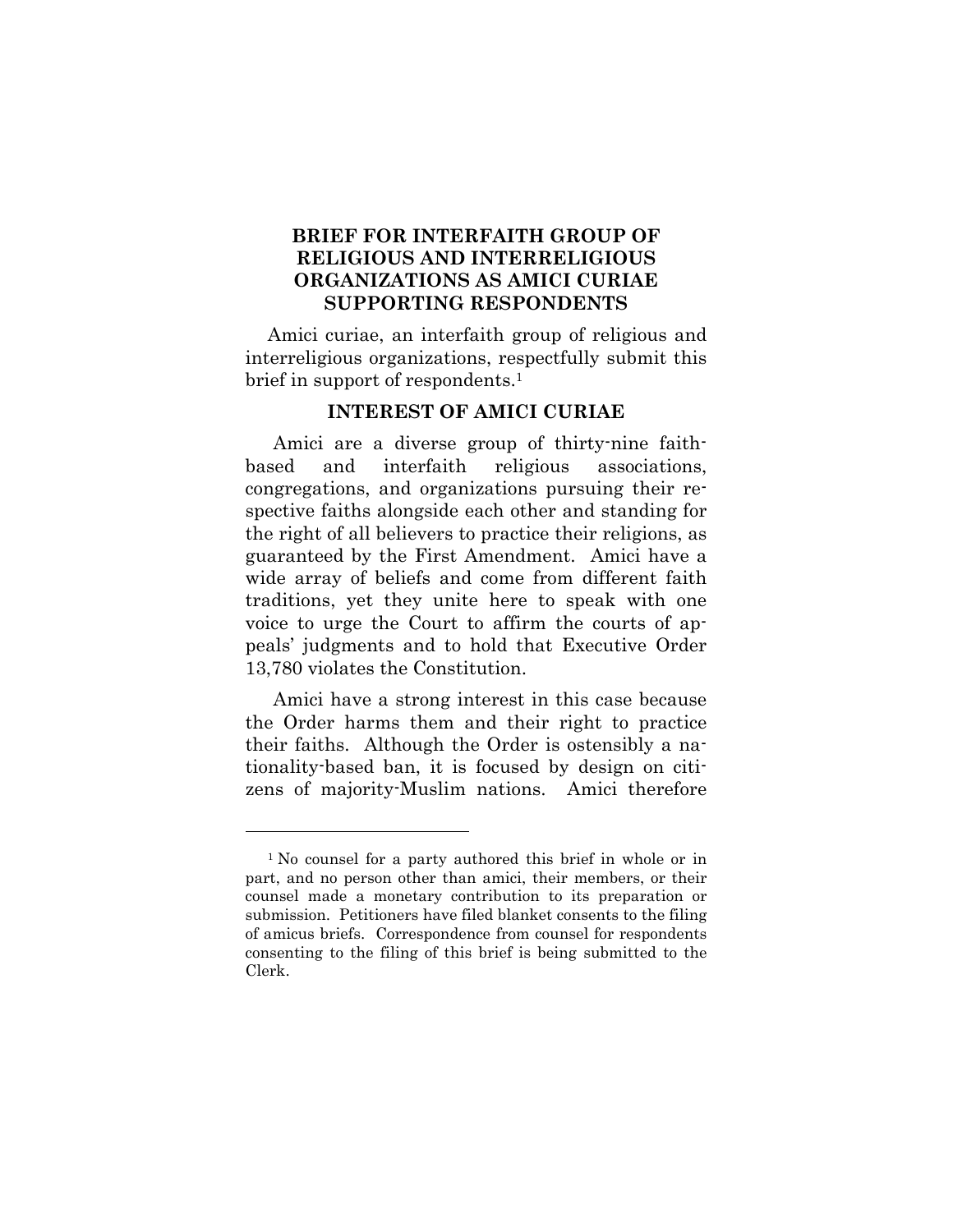## BRIEF FOR INTERFAITH GROUP OF RELIGIOUS AND INTERRELIGIOUS ORGANIZATIONS AS AMICI CURIAE SUPPORTING RESPONDENTS

Amici curiae, an interfaith group of religious and interreligious organizations, respectfully submit this brief in support of respondents.[1]

### INTEREST OF AMICI CURIAE

Amici are a diverse group of thirty-nine faith-based and interfaith religious associations, congregations, and organizations pursuing their respective faiths alongside each other and standing for the right of all believers to practice their religions, as guaranteed by the First Amendment. Amici have a wide array of beliefs and come from different faith traditions, yet they unite here to speak with one voice to urge the Court to affirm the courts of appeals' judgments and to hold that Executive Order 13,780 violates the Constitution.

Amici have a strong interest in this case because the Order harms them and their right to practice their faiths. Although the Order is ostensibly a nationality-based ban, it is focused by design on citizens of majority-Muslim nations. Amici therefore

---

[1] No counsel for a party authored this brief in whole or in part, and no person other than amici, their members, or their counsel made a monetary contribution to its preparation or submission. Petitioners have filed blanket consents to the filing of amicus briefs. Correspondence from counsel for respondents consenting to the filing of this brief is being submitted to the Clerk.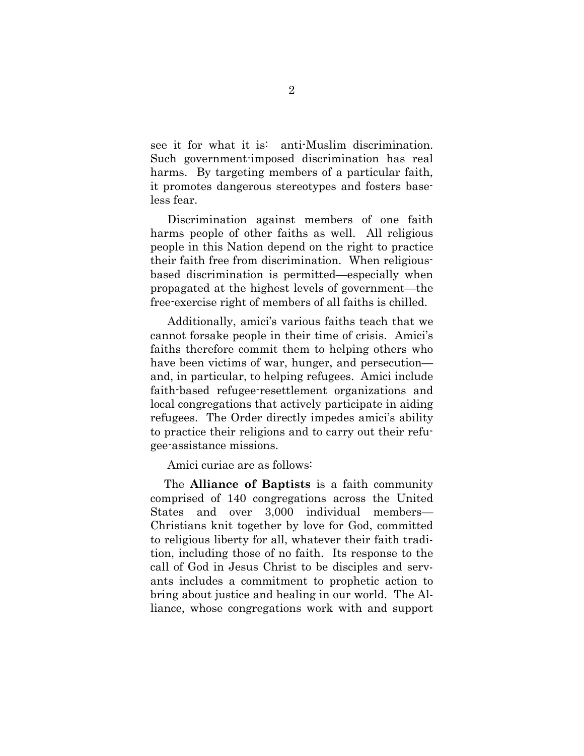see it for what it is: anti-Muslim discrimination. Such government-imposed discrimination has real harms. By targeting members of a particular faith, it promotes dangerous stereotypes and fosters baseless fear.

Discrimination against members of one faith harms people of other faiths as well. All religious people in this Nation depend on the right to practice their faith free from discrimination. When religious-based discrimination is permitted—especially when propagated at the highest levels of government—the free-exercise right of members of all faiths is chilled.

Additionally, amici's various faiths teach that we cannot forsake people in their time of crisis. Amici's faiths therefore commit them to helping others who have been victims of war, hunger, and persecution—and, in particular, to helping refugees. Amici include faith-based refugee-resettlement organizations and local congregations that actively participate in aiding refugees. The Order directly impedes amici's ability to practice their religions and to carry out their refugee-assistance missions.

Amici curiae are as follows:

The **Alliance of Baptists** is a faith community comprised of 140 congregations across the United States and over 3,000 individual members—Christians knit together by love for God, committed to religious liberty for all, whatever their faith tradition, including those of no faith. Its response to the call of God in Jesus Christ to be disciples and servants includes a commitment to prophetic action to bring about justice and healing in our world. The Alliance, whose congregations work with and support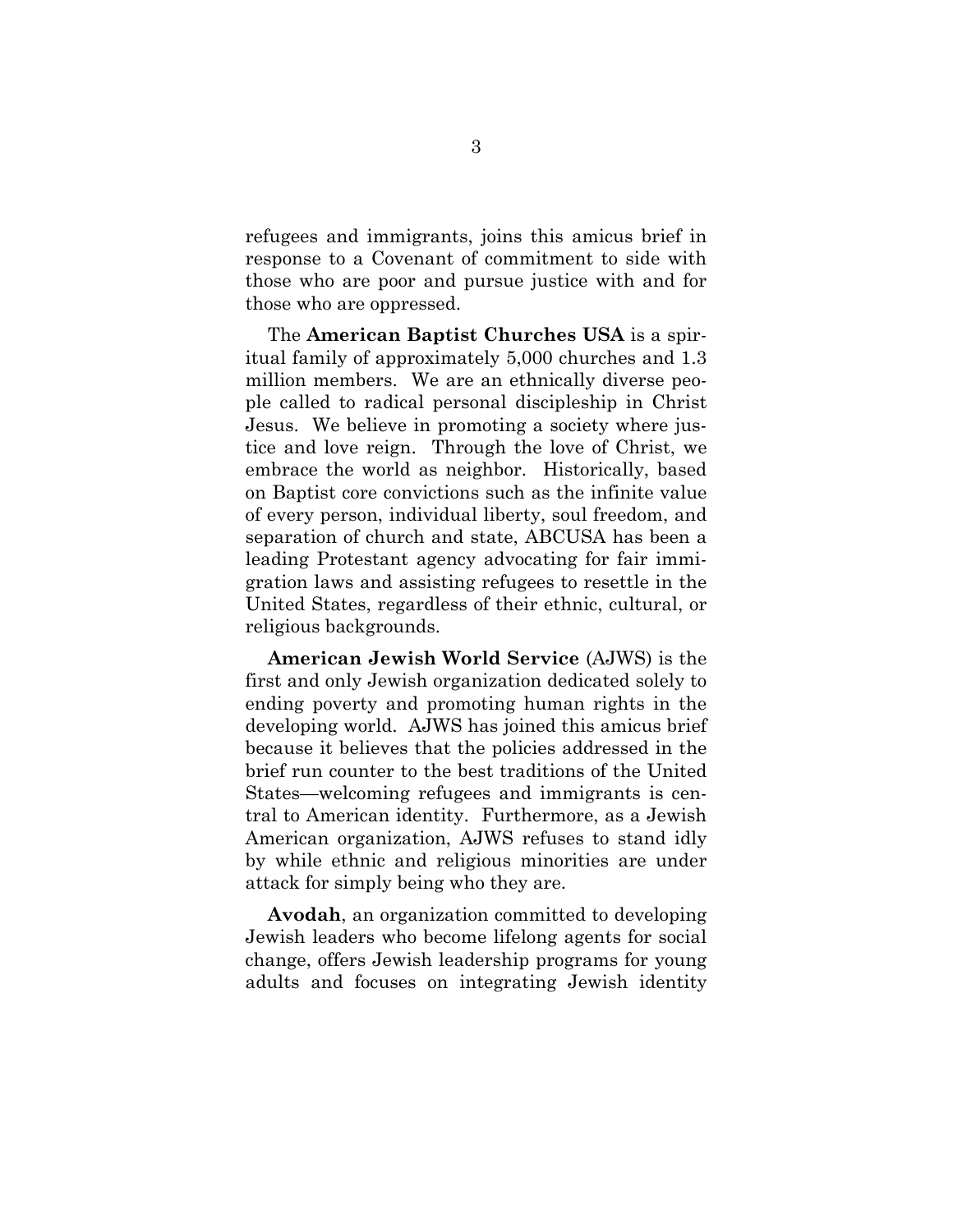refugees and immigrants, joins this amicus brief in response to a Covenant of commitment to side with those who are poor and pursue justice with and for those who are oppressed.

The **American Baptist Churches USA** is a spiritual family of approximately 5,000 churches and 1.3 million members. We are an ethnically diverse people called to radical personal discipleship in Christ Jesus. We believe in promoting a society where justice and love reign. Through the love of Christ, we embrace the world as neighbor. Historically, based on Baptist core convictions such as the infinite value of every person, individual liberty, soul freedom, and separation of church and state, ABCUSA has been a leading Protestant agency advocating for fair immigration laws and assisting refugees to resettle in the United States, regardless of their ethnic, cultural, or religious backgrounds.

**American Jewish World Service** (AJWS) is the first and only Jewish organization dedicated solely to ending poverty and promoting human rights in the developing world. AJWS has joined this amicus brief because it believes that the policies addressed in the brief run counter to the best traditions of the United States—welcoming refugees and immigrants is central to American identity. Furthermore, as a Jewish American organization, AJWS refuses to stand idly by while ethnic and religious minorities are under attack for simply being who they are.

**Avodah**, an organization committed to developing Jewish leaders who become lifelong agents for social change, offers Jewish leadership programs for young adults and focuses on integrating Jewish identity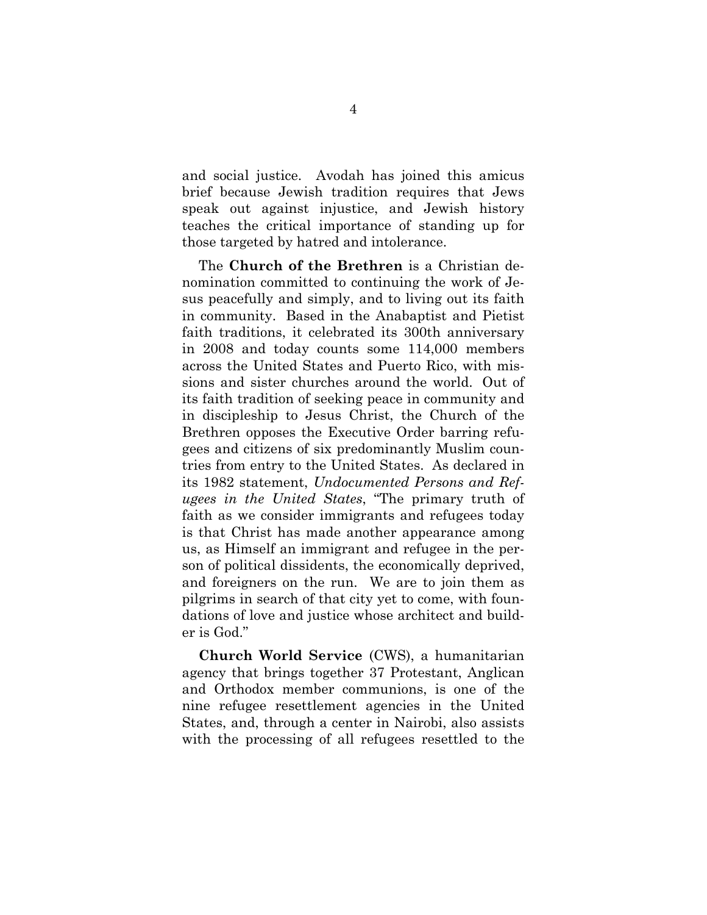and social justice. Avodah has joined this amicus brief because Jewish tradition requires that Jews speak out against injustice, and Jewish history teaches the critical importance of standing up for those targeted by hatred and intolerance.

The **Church of the Brethren** is a Christian denomination committed to continuing the work of Jesus peacefully and simply, and to living out its faith in community. Based in the Anabaptist and Pietist faith traditions, it celebrated its 300th anniversary in 2008 and today counts some 114,000 members across the United States and Puerto Rico, with missions and sister churches around the world. Out of its faith tradition of seeking peace in community and in discipleship to Jesus Christ, the Church of the Brethren opposes the Executive Order barring refugees and citizens of six predominantly Muslim countries from entry to the United States. As declared in its 1982 statement, *Undocumented Persons and Refugees in the United States*, "The primary truth of faith as we consider immigrants and refugees today is that Christ has made another appearance among us, as Himself an immigrant and refugee in the person of political dissidents, the economically deprived, and foreigners on the run. We are to join them as pilgrims in search of that city yet to come, with foundations of love and justice whose architect and builder is God."

**Church World Service** (CWS), a humanitarian agency that brings together 37 Protestant, Anglican and Orthodox member communions, is one of the nine refugee resettlement agencies in the United States, and, through a center in Nairobi, also assists with the processing of all refugees resettled to the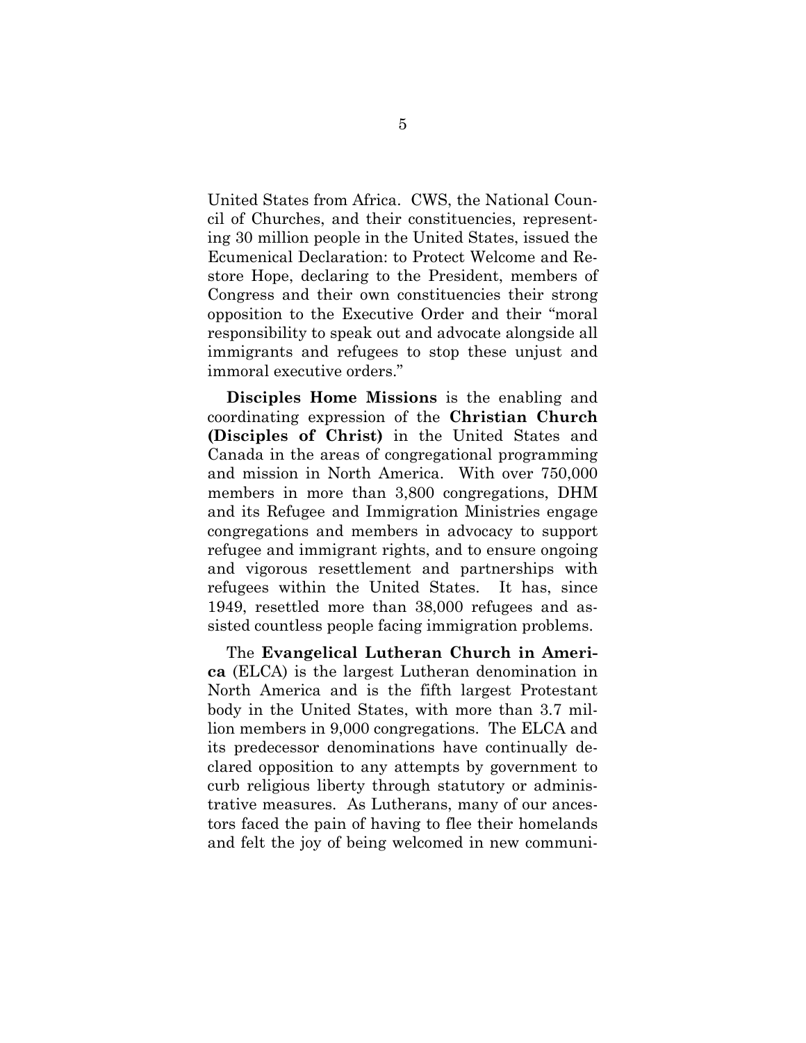United States from Africa. CWS, the National Council of Churches, and their constituencies, representing 30 million people in the United States, issued the Ecumenical Declaration: to Protect Welcome and Restore Hope, declaring to the President, members of Congress and their own constituencies their strong opposition to the Executive Order and their "moral responsibility to speak out and advocate alongside all immigrants and refugees to stop these unjust and immoral executive orders."

**Disciples Home Missions** is the enabling and coordinating expression of the **Christian Church (Disciples of Christ)** in the United States and Canada in the areas of congregational programming and mission in North America. With over 750,000 members in more than 3,800 congregations, DHM and its Refugee and Immigration Ministries engage congregations and members in advocacy to support refugee and immigrant rights, and to ensure ongoing and vigorous resettlement and partnerships with refugees within the United States. It has, since 1949, resettled more than 38,000 refugees and assisted countless people facing immigration problems.

The **Evangelical Lutheran Church in America** (ELCA) is the largest Lutheran denomination in North America and is the fifth largest Protestant body in the United States, with more than 3.7 million members in 9,000 congregations. The ELCA and its predecessor denominations have continually declared opposition to any attempts by government to curb religious liberty through statutory or administrative measures. As Lutherans, many of our ancestors faced the pain of having to flee their homelands and felt the joy of being welcomed in new communi-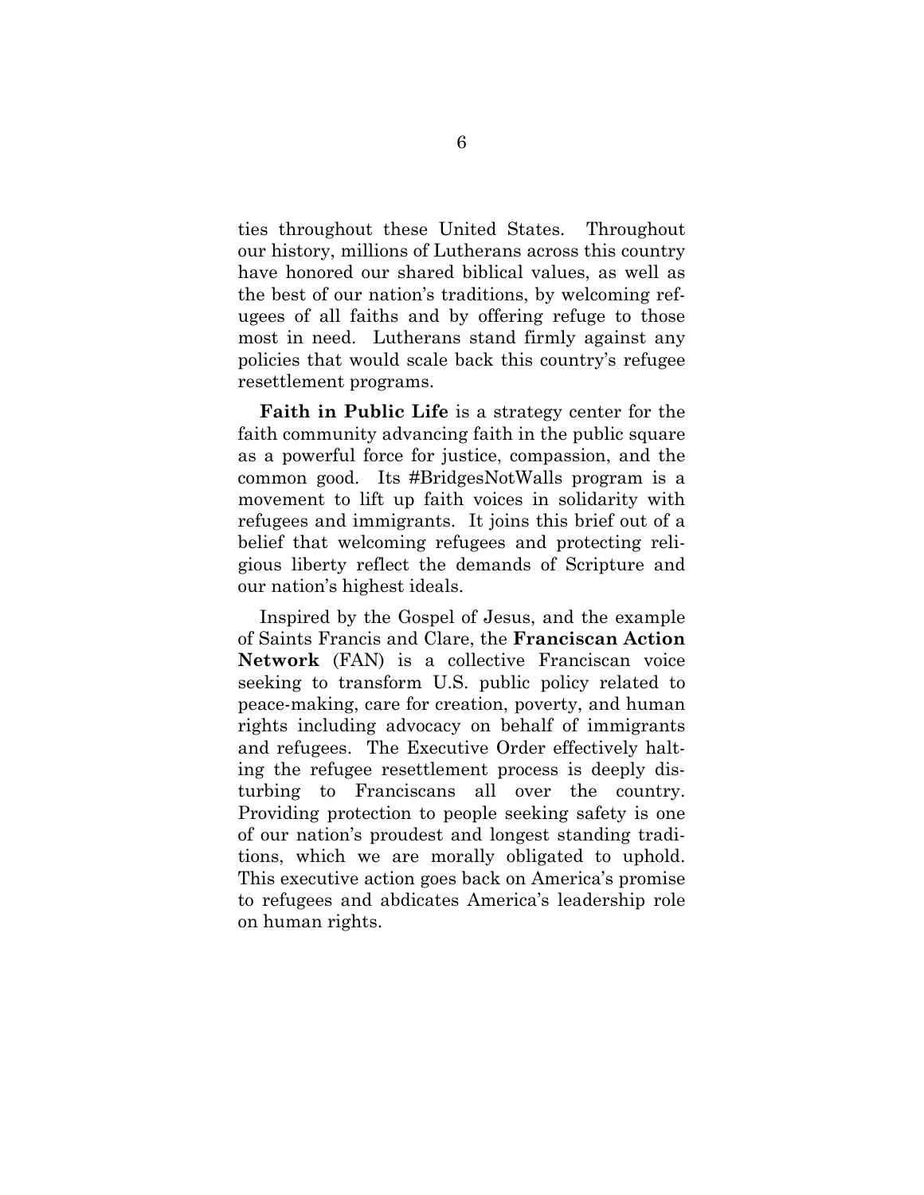ties throughout these United States. Throughout our history, millions of Lutherans across this country have honored our shared biblical values, as well as the best of our nation's traditions, by welcoming refugees of all faiths and by offering refuge to those most in need. Lutherans stand firmly against any policies that would scale back this country's refugee resettlement programs.

**Faith in Public Life** is a strategy center for the faith community advancing faith in the public square as a powerful force for justice, compassion, and the common good. Its #BridgesNotWalls program is a movement to lift up faith voices in solidarity with refugees and immigrants. It joins this brief out of a belief that welcoming refugees and protecting religious liberty reflect the demands of Scripture and our nation's highest ideals.

Inspired by the Gospel of Jesus, and the example of Saints Francis and Clare, the **Franciscan Action Network** (FAN) is a collective Franciscan voice seeking to transform U.S. public policy related to peace-making, care for creation, poverty, and human rights including advocacy on behalf of immigrants and refugees. The Executive Order effectively halting the refugee resettlement process is deeply disturbing to Franciscans all over the country. Providing protection to people seeking safety is one of our nation's proudest and longest standing traditions, which we are morally obligated to uphold. This executive action goes back on America's promise to refugees and abdicates America's leadership role on human rights.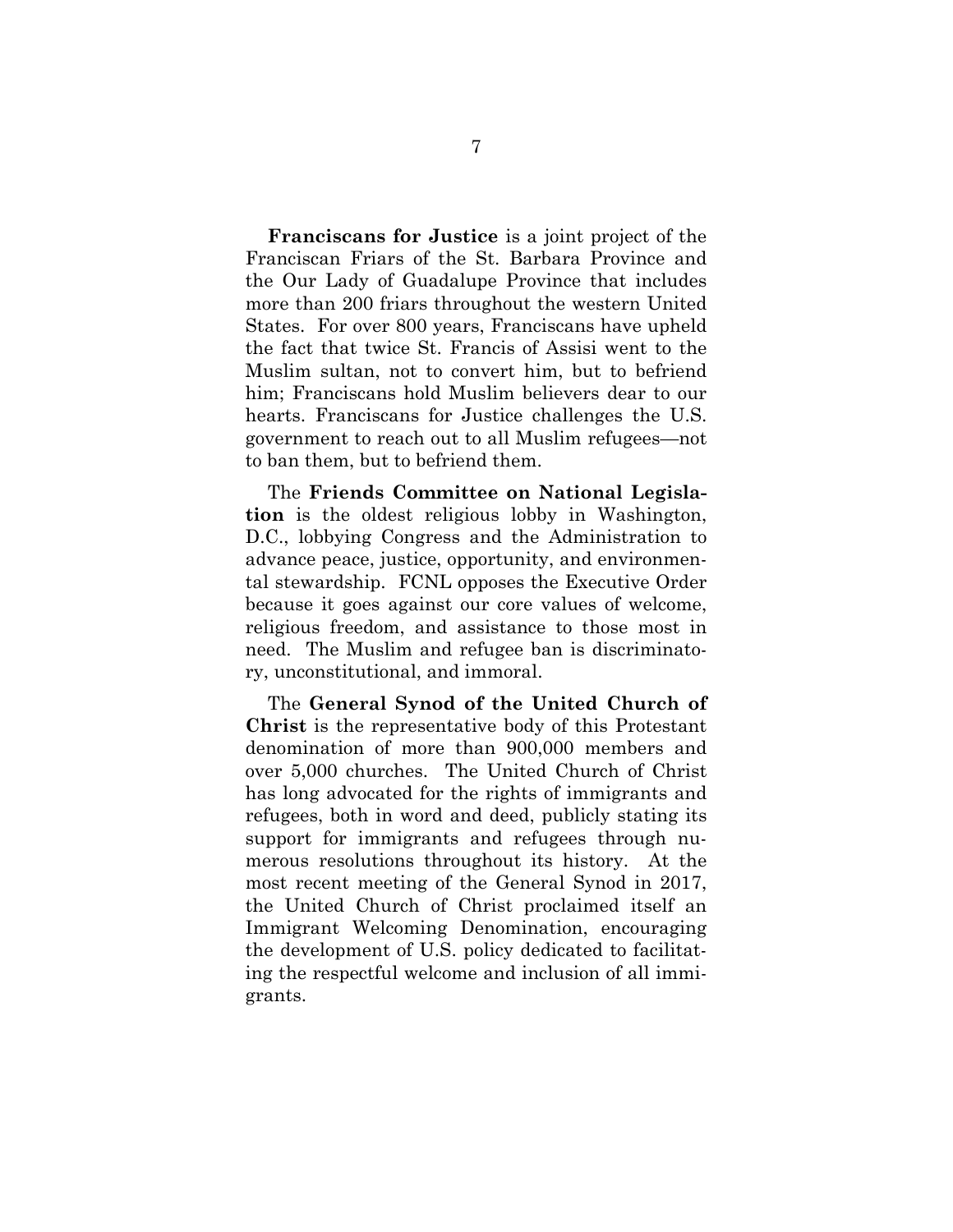**Franciscans for Justice** is a joint project of the Franciscan Friars of the St. Barbara Province and the Our Lady of Guadalupe Province that includes more than 200 friars throughout the western United States. For over 800 years, Franciscans have upheld the fact that twice St. Francis of Assisi went to the Muslim sultan, not to convert him, but to befriend him; Franciscans hold Muslim believers dear to our hearts. Franciscans for Justice challenges the U.S. government to reach out to all Muslim refugees—not to ban them, but to befriend them.

The **Friends Committee on National Legislation** is the oldest religious lobby in Washington, D.C., lobbying Congress and the Administration to advance peace, justice, opportunity, and environmental stewardship. FCNL opposes the Executive Order because it goes against our core values of welcome, religious freedom, and assistance to those most in need. The Muslim and refugee ban is discriminatory, unconstitutional, and immoral.

The **General Synod of the United Church of Christ** is the representative body of this Protestant denomination of more than 900,000 members and over 5,000 churches. The United Church of Christ has long advocated for the rights of immigrants and refugees, both in word and deed, publicly stating its support for immigrants and refugees through numerous resolutions throughout its history. At the most recent meeting of the General Synod in 2017, the United Church of Christ proclaimed itself an Immigrant Welcoming Denomination, encouraging the development of U.S. policy dedicated to facilitating the respectful welcome and inclusion of all immigrants.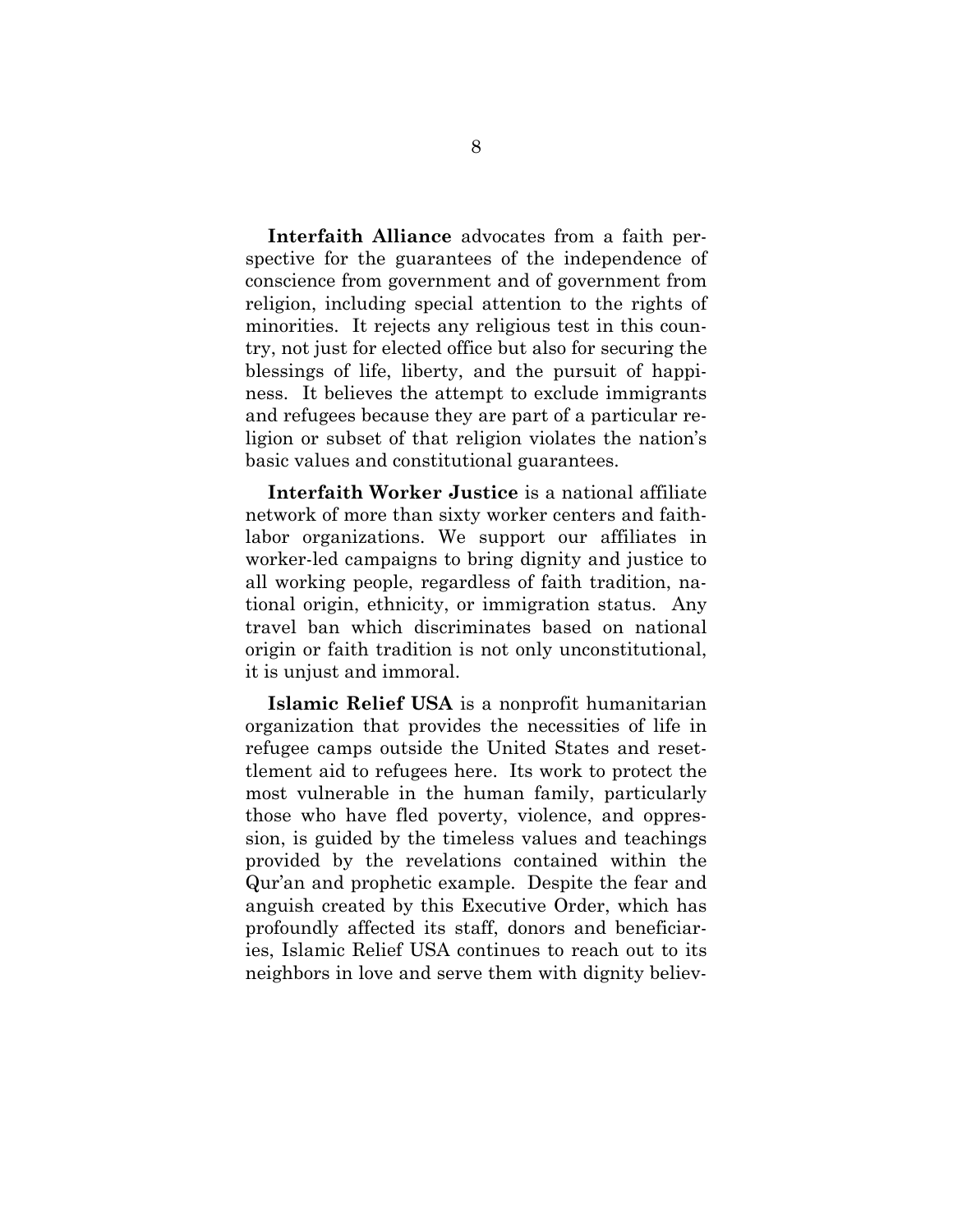**Interfaith Alliance** advocates from a faith perspective for the guarantees of the independence of conscience from government and of government from religion, including special attention to the rights of minorities. It rejects any religious test in this country, not just for elected office but also for securing the blessings of life, liberty, and the pursuit of happiness. It believes the attempt to exclude immigrants and refugees because they are part of a particular religion or subset of that religion violates the nation's basic values and constitutional guarantees.

**Interfaith Worker Justice** is a national affiliate network of more than sixty worker centers and faith-labor organizations. We support our affiliates in worker-led campaigns to bring dignity and justice to all working people, regardless of faith tradition, national origin, ethnicity, or immigration status. Any travel ban which discriminates based on national origin or faith tradition is not only unconstitutional, it is unjust and immoral.

**Islamic Relief USA** is a nonprofit humanitarian organization that provides the necessities of life in refugee camps outside the United States and resettlement aid to refugees here. Its work to protect the most vulnerable in the human family, particularly those who have fled poverty, violence, and oppression, is guided by the timeless values and teachings provided by the revelations contained within the Qur'an and prophetic example. Despite the fear and anguish created by this Executive Order, which has profoundly affected its staff, donors and beneficiaries, Islamic Relief USA continues to reach out to its neighbors in love and serve them with dignity believ-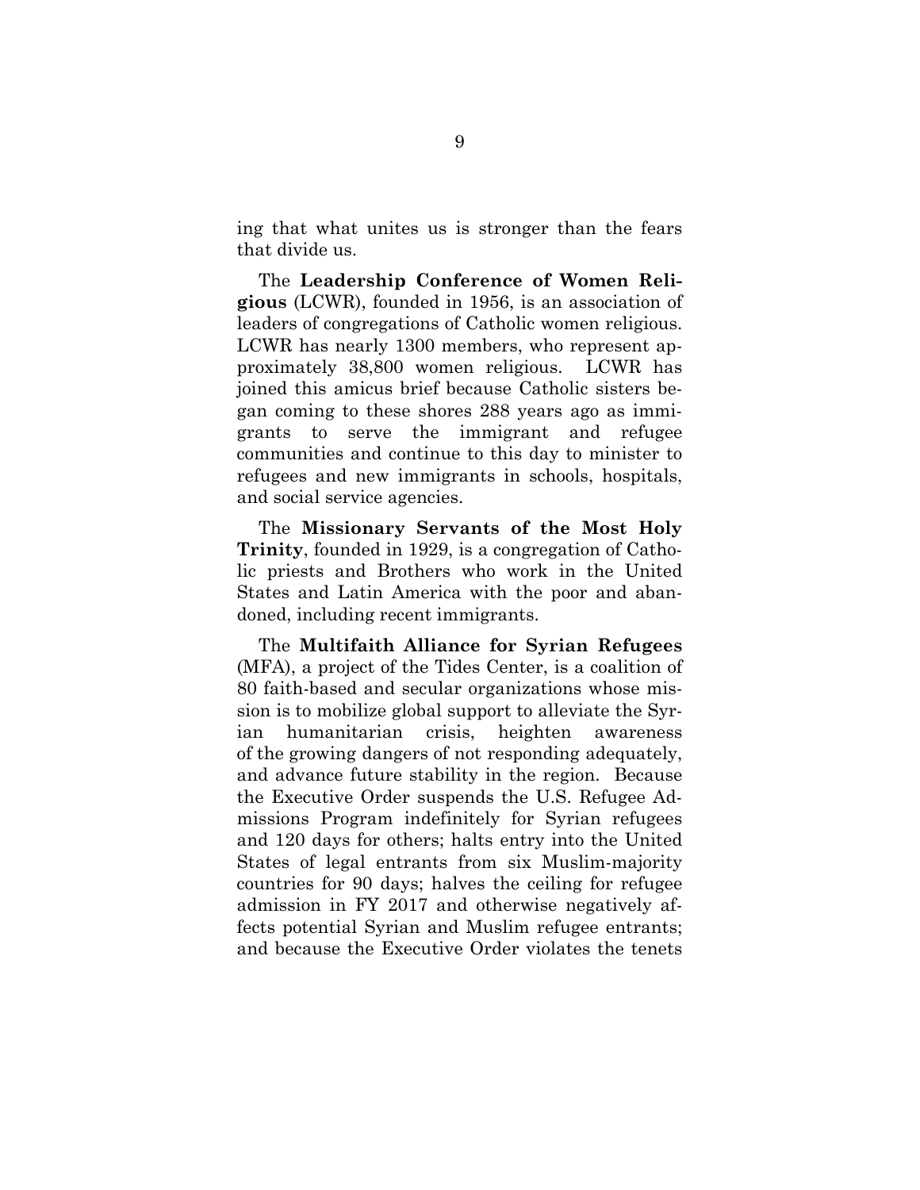ing that what unites us is stronger than the fears that divide us.

The **Leadership Conference of Women Religious** (LCWR), founded in 1956, is an association of leaders of congregations of Catholic women religious. LCWR has nearly 1300 members, who represent approximately 38,800 women religious. LCWR has joined this amicus brief because Catholic sisters began coming to these shores 288 years ago as immigrants to serve the immigrant and refugee communities and continue to this day to minister to refugees and new immigrants in schools, hospitals, and social service agencies.

The **Missionary Servants of the Most Holy Trinity**, founded in 1929, is a congregation of Catholic priests and Brothers who work in the United States and Latin America with the poor and abandoned, including recent immigrants.

The **Multifaith Alliance for Syrian Refugees** (MFA), a project of the Tides Center, is a coalition of 80 faith-based and secular organizations whose mission is to mobilize global support to alleviate the Syrian humanitarian crisis, heighten awareness of the growing dangers of not responding adequately, and advance future stability in the region. Because the Executive Order suspends the U.S. Refugee Admissions Program indefinitely for Syrian refugees and 120 days for others; halts entry into the United States of legal entrants from six Muslim-majority countries for 90 days; halves the ceiling for refugee admission in FY 2017 and otherwise negatively affects potential Syrian and Muslim refugee entrants; and because the Executive Order violates the tenets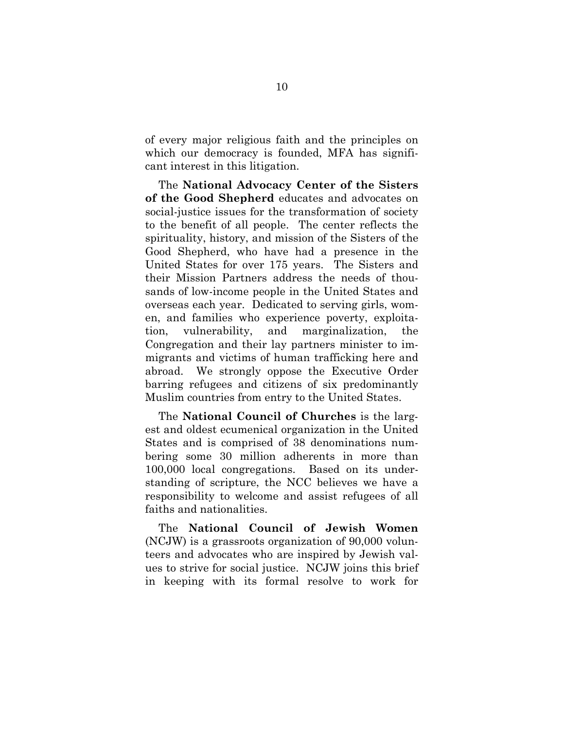of every major religious faith and the principles on which our democracy is founded, MFA has significant interest in this litigation.

The **National Advocacy Center of the Sisters of the Good Shepherd** educates and advocates on social-justice issues for the transformation of society to the benefit of all people. The center reflects the spirituality, history, and mission of the Sisters of the Good Shepherd, who have had a presence in the United States for over 175 years. The Sisters and their Mission Partners address the needs of thousands of low-income people in the United States and overseas each year. Dedicated to serving girls, women, and families who experience poverty, exploitation, vulnerability, and marginalization, the Congregation and their lay partners minister to immigrants and victims of human trafficking here and abroad. We strongly oppose the Executive Order barring refugees and citizens of six predominantly Muslim countries from entry to the United States.

The **National Council of Churches** is the largest and oldest ecumenical organization in the United States and is comprised of 38 denominations numbering some 30 million adherents in more than 100,000 local congregations. Based on its understanding of scripture, the NCC believes we have a responsibility to welcome and assist refugees of all faiths and nationalities.

The **National Council of Jewish Women** (NCJW) is a grassroots organization of 90,000 volunteers and advocates who are inspired by Jewish values to strive for social justice. NCJW joins this brief in keeping with its formal resolve to work for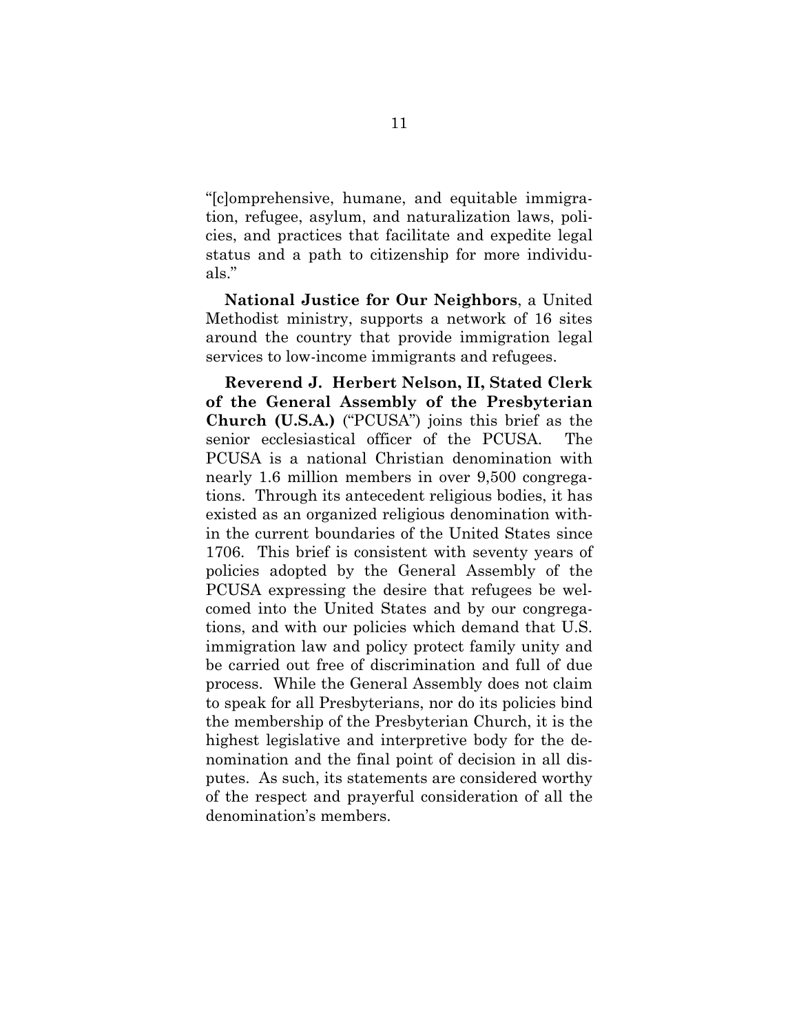"[c]omprehensive, humane, and equitable immigration, refugee, asylum, and naturalization laws, policies, and practices that facilitate and expedite legal status and a path to citizenship for more individuals."

**National Justice for Our Neighbors**, a United Methodist ministry, supports a network of 16 sites around the country that provide immigration legal services to low-income immigrants and refugees.

**Reverend J. Herbert Nelson, II, Stated Clerk of the General Assembly of the Presbyterian Church (U.S.A.)** ("PCUSA") joins this brief as the senior ecclesiastical officer of the PCUSA. The PCUSA is a national Christian denomination with nearly 1.6 million members in over 9,500 congregations. Through its antecedent religious bodies, it has existed as an organized religious denomination within the current boundaries of the United States since 1706. This brief is consistent with seventy years of policies adopted by the General Assembly of the PCUSA expressing the desire that refugees be welcomed into the United States and by our congregations, and with our policies which demand that U.S. immigration law and policy protect family unity and be carried out free of discrimination and full of due process. While the General Assembly does not claim to speak for all Presbyterians, nor do its policies bind the membership of the Presbyterian Church, it is the highest legislative and interpretive body for the denomination and the final point of decision in all disputes. As such, its statements are considered worthy of the respect and prayerful consideration of all the denomination's members.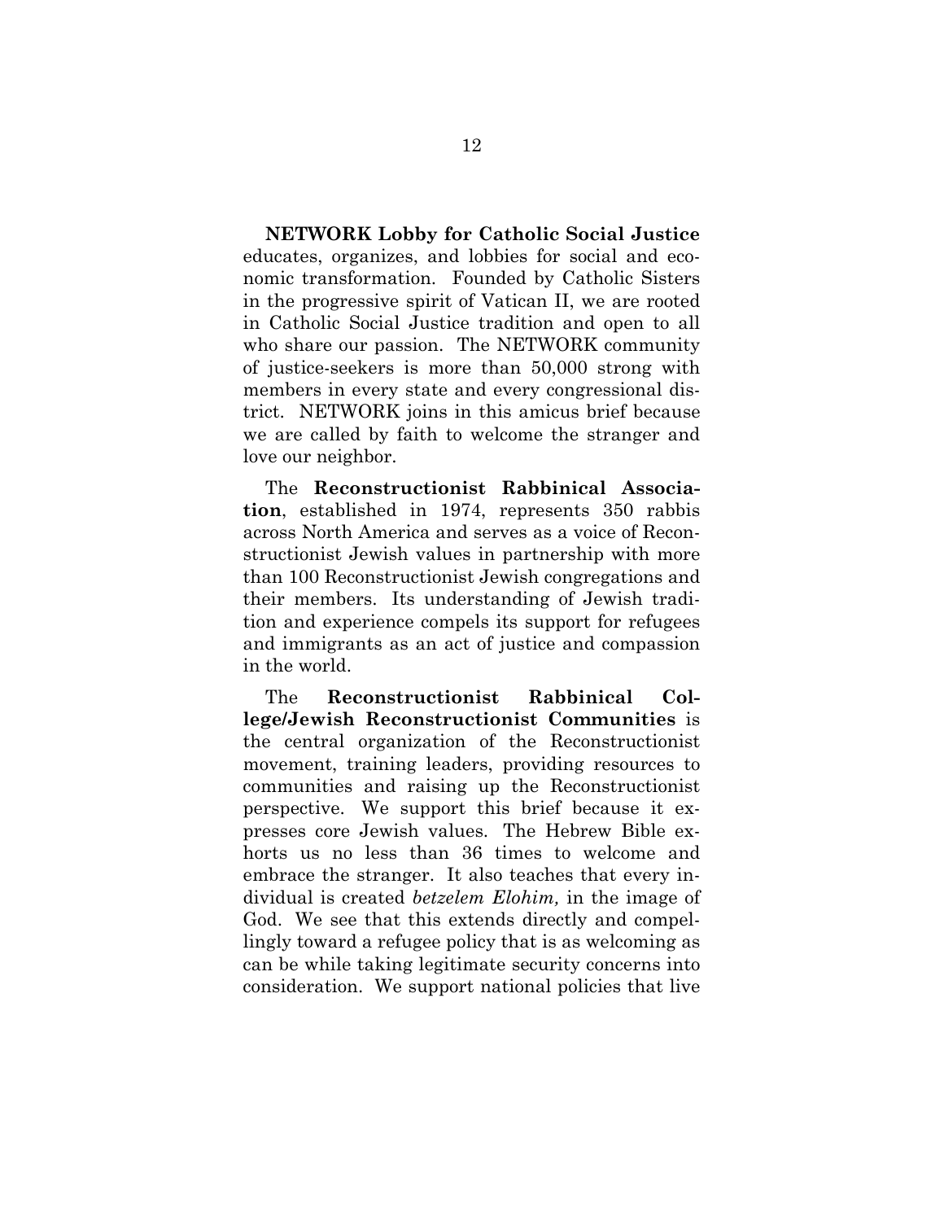**NETWORK Lobby for Catholic Social Justice** educates, organizes, and lobbies for social and economic transformation. Founded by Catholic Sisters in the progressive spirit of Vatican II, we are rooted in Catholic Social Justice tradition and open to all who share our passion. The NETWORK community of justice-seekers is more than 50,000 strong with members in every state and every congressional district. NETWORK joins in this amicus brief because we are called by faith to welcome the stranger and love our neighbor.

The **Reconstructionist Rabbinical Association**, established in 1974, represents 350 rabbis across North America and serves as a voice of Reconstructionist Jewish values in partnership with more than 100 Reconstructionist Jewish congregations and their members. Its understanding of Jewish tradition and experience compels its support for refugees and immigrants as an act of justice and compassion in the world.

The **Reconstructionist Rabbinical College/Jewish Reconstructionist Communities** is the central organization of the Reconstructionist movement, training leaders, providing resources to communities and raising up the Reconstructionist perspective. We support this brief because it expresses core Jewish values. The Hebrew Bible exhorts us no less than 36 times to welcome and embrace the stranger. It also teaches that every individual is created *betzelem Elohim,* in the image of God. We see that this extends directly and compellingly toward a refugee policy that is as welcoming as can be while taking legitimate security concerns into consideration. We support national policies that live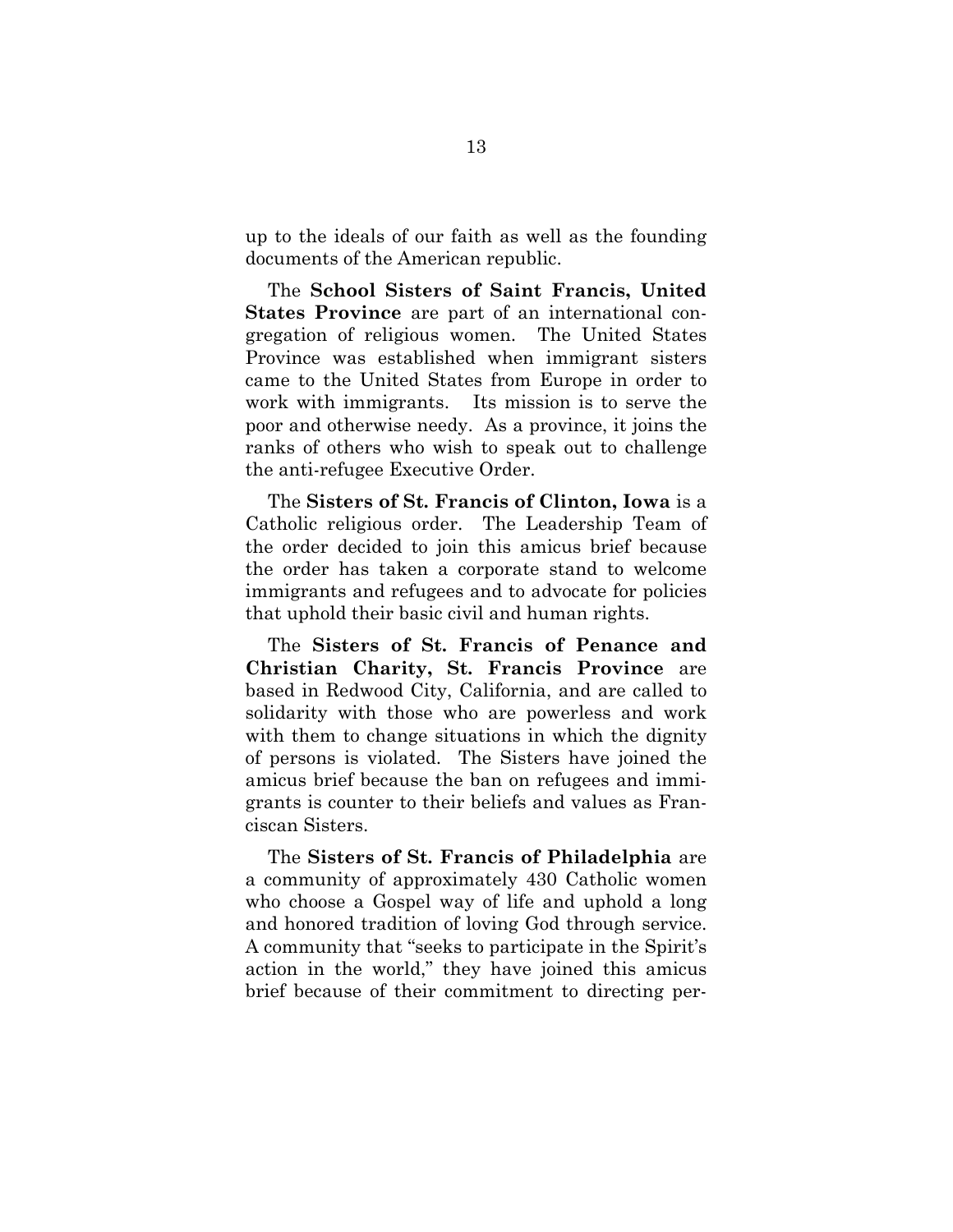up to the ideals of our faith as well as the founding documents of the American republic.

The **School Sisters of Saint Francis, United States Province** are part of an international congregation of religious women. The United States Province was established when immigrant sisters came to the United States from Europe in order to work with immigrants. Its mission is to serve the poor and otherwise needy. As a province, it joins the ranks of others who wish to speak out to challenge the anti-refugee Executive Order.

The **Sisters of St. Francis of Clinton, Iowa** is a Catholic religious order. The Leadership Team of the order decided to join this amicus brief because the order has taken a corporate stand to welcome immigrants and refugees and to advocate for policies that uphold their basic civil and human rights.

The **Sisters of St. Francis of Penance and Christian Charity, St. Francis Province** are based in Redwood City, California, and are called to solidarity with those who are powerless and work with them to change situations in which the dignity of persons is violated. The Sisters have joined the amicus brief because the ban on refugees and immigrants is counter to their beliefs and values as Franciscan Sisters.

The **Sisters of St. Francis of Philadelphia** are a community of approximately 430 Catholic women who choose a Gospel way of life and uphold a long and honored tradition of loving God through service. A community that "seeks to participate in the Spirit's action in the world," they have joined this amicus brief because of their commitment to directing per-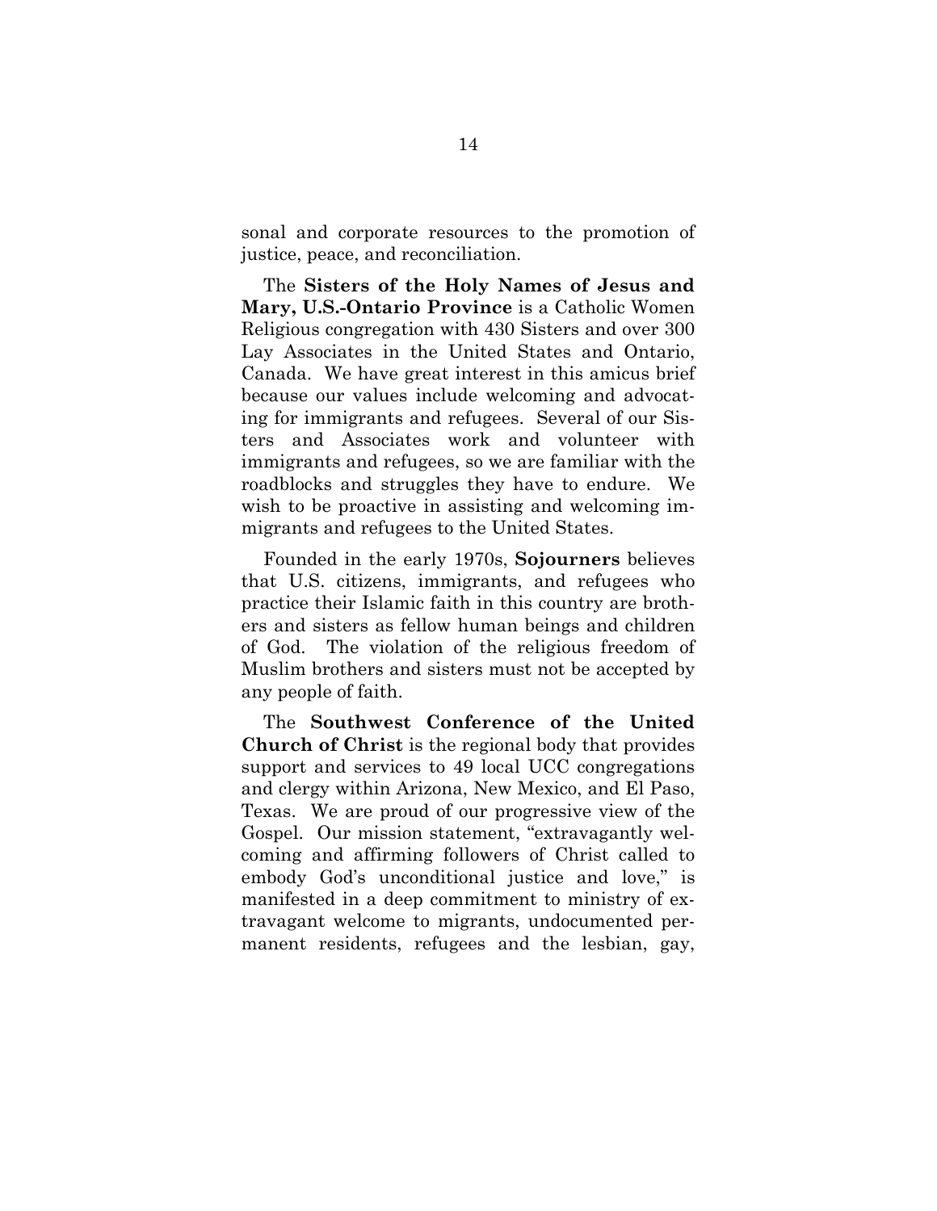sonal and corporate resources to the promotion of justice, peace, and reconciliation.

The **Sisters of the Holy Names of Jesus and Mary, U.S.-Ontario Province** is a Catholic Women Religious congregation with 430 Sisters and over 300 Lay Associates in the United States and Ontario, Canada. We have great interest in this amicus brief because our values include welcoming and advocating for immigrants and refugees. Several of our Sisters and Associates work and volunteer with immigrants and refugees, so we are familiar with the roadblocks and struggles they have to endure. We wish to be proactive in assisting and welcoming immigrants and refugees to the United States.

Founded in the early 1970s, **Sojourners** believes that U.S. citizens, immigrants, and refugees who practice their Islamic faith in this country are brothers and sisters as fellow human beings and children of God. The violation of the religious freedom of Muslim brothers and sisters must not be accepted by any people of faith.

The **Southwest Conference of the United Church of Christ** is the regional body that provides support and services to 49 local UCC congregations and clergy within Arizona, New Mexico, and El Paso, Texas. We are proud of our progressive view of the Gospel. Our mission statement, "extravagantly welcoming and affirming followers of Christ called to embody God's unconditional justice and love," is manifested in a deep commitment to ministry of extravagant welcome to migrants, undocumented permanent residents, refugees and the lesbian, gay,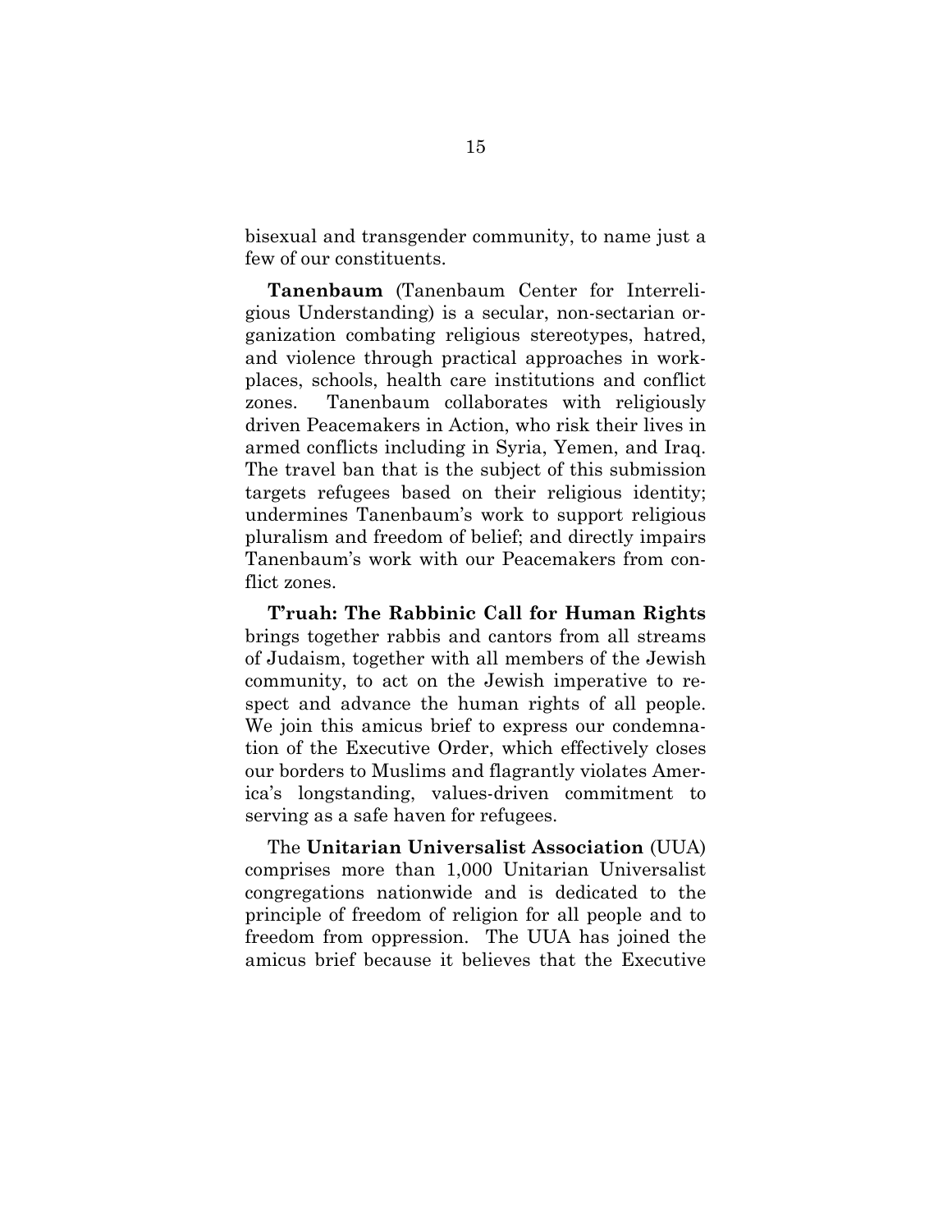bisexual and transgender community, to name just a few of our constituents.

**Tanenbaum** (Tanenbaum Center for Interreligious Understanding) is a secular, non-sectarian organization combating religious stereotypes, hatred, and violence through practical approaches in workplaces, schools, health care institutions and conflict zones. Tanenbaum collaborates with religiously driven Peacemakers in Action, who risk their lives in armed conflicts including in Syria, Yemen, and Iraq. The travel ban that is the subject of this submission targets refugees based on their religious identity; undermines Tanenbaum's work to support religious pluralism and freedom of belief; and directly impairs Tanenbaum's work with our Peacemakers from conflict zones.

**T'ruah: The Rabbinic Call for Human Rights** brings together rabbis and cantors from all streams of Judaism, together with all members of the Jewish community, to act on the Jewish imperative to respect and advance the human rights of all people. We join this amicus brief to express our condemnation of the Executive Order, which effectively closes our borders to Muslims and flagrantly violates America's longstanding, values-driven commitment to serving as a safe haven for refugees.

The **Unitarian Universalist Association** (UUA) comprises more than 1,000 Unitarian Universalist congregations nationwide and is dedicated to the principle of freedom of religion for all people and to freedom from oppression. The UUA has joined the amicus brief because it believes that the Executive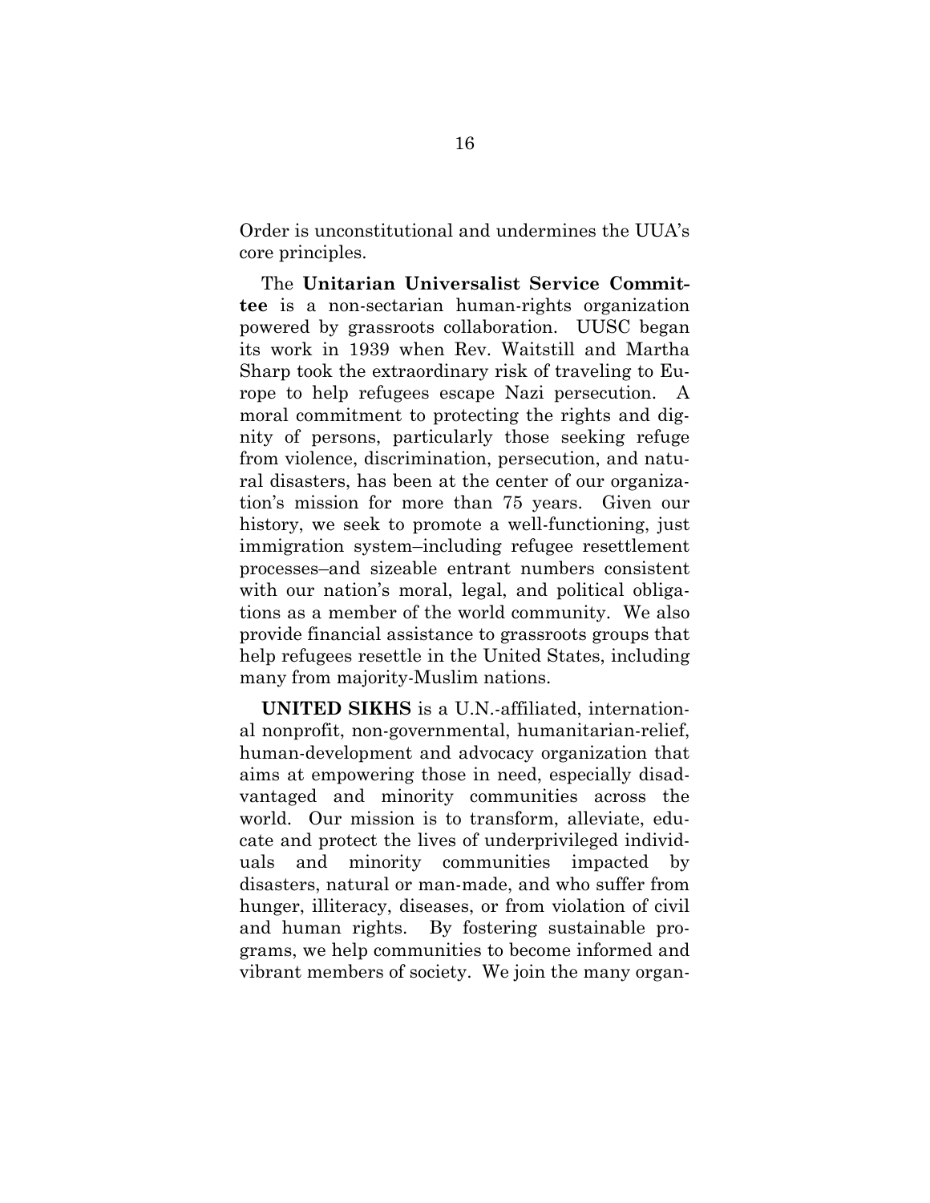Order is unconstitutional and undermines the UUA's core principles.

The **Unitarian Universalist Service Committee** is a non-sectarian human-rights organization powered by grassroots collaboration. UUSC began its work in 1939 when Rev. Waitstill and Martha Sharp took the extraordinary risk of traveling to Europe to help refugees escape Nazi persecution. A moral commitment to protecting the rights and dignity of persons, particularly those seeking refuge from violence, discrimination, persecution, and natural disasters, has been at the center of our organization's mission for more than 75 years. Given our history, we seek to promote a well-functioning, just immigration system–including refugee resettlement processes–and sizeable entrant numbers consistent with our nation's moral, legal, and political obligations as a member of the world community. We also provide financial assistance to grassroots groups that help refugees resettle in the United States, including many from majority-Muslim nations.

**UNITED SIKHS** is a U.N.-affiliated, international nonprofit, non-governmental, humanitarian-relief, human-development and advocacy organization that aims at empowering those in need, especially disadvantaged and minority communities across the world. Our mission is to transform, alleviate, educate and protect the lives of underprivileged individuals and minority communities impacted by disasters, natural or man-made, and who suffer from hunger, illiteracy, diseases, or from violation of civil and human rights. By fostering sustainable programs, we help communities to become informed and vibrant members of society. We join the many organ-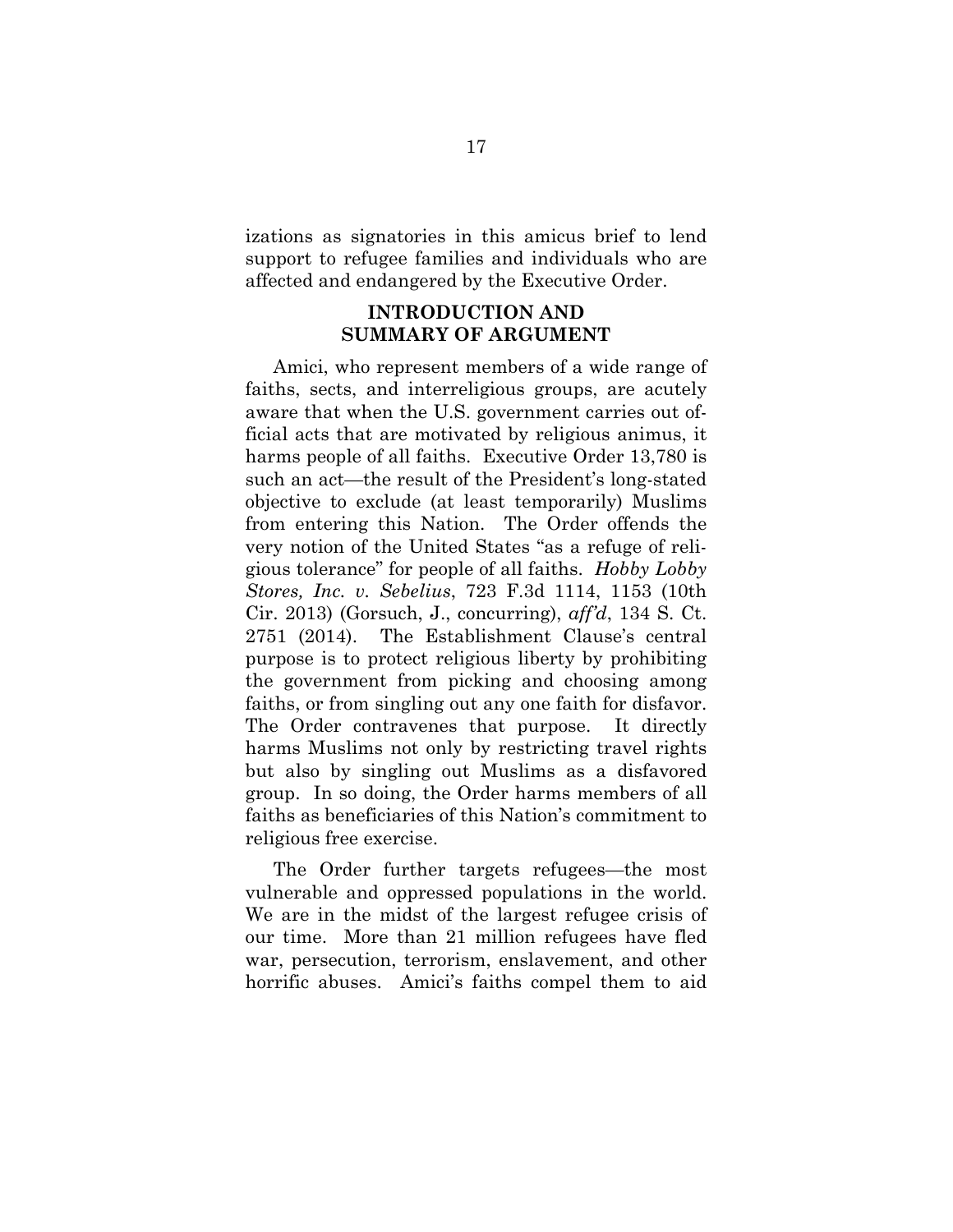izations as signatories in this amicus brief to lend support to refugee families and individuals who are affected and endangered by the Executive Order.

## INTRODUCTION AND SUMMARY OF ARGUMENT

Amici, who represent members of a wide range of faiths, sects, and interreligious groups, are acutely aware that when the U.S. government carries out official acts that are motivated by religious animus, it harms people of all faiths. Executive Order 13,780 is such an act—the result of the President's long-stated objective to exclude (at least temporarily) Muslims from entering this Nation. The Order offends the very notion of the United States "as a refuge of religious tolerance" for people of all faiths. *Hobby Lobby Stores, Inc. v. Sebelius*, 723 F.3d 1114, 1153 (10th Cir. 2013) (Gorsuch, J., concurring), *aff'd*, 134 S. Ct. 2751 (2014). The Establishment Clause's central purpose is to protect religious liberty by prohibiting the government from picking and choosing among faiths, or from singling out any one faith for disfavor. The Order contravenes that purpose. It directly harms Muslims not only by restricting travel rights but also by singling out Muslims as a disfavored group. In so doing, the Order harms members of all faiths as beneficiaries of this Nation's commitment to religious free exercise.

The Order further targets refugees—the most vulnerable and oppressed populations in the world. We are in the midst of the largest refugee crisis of our time. More than 21 million refugees have fled war, persecution, terrorism, enslavement, and other horrific abuses. Amici's faiths compel them to aid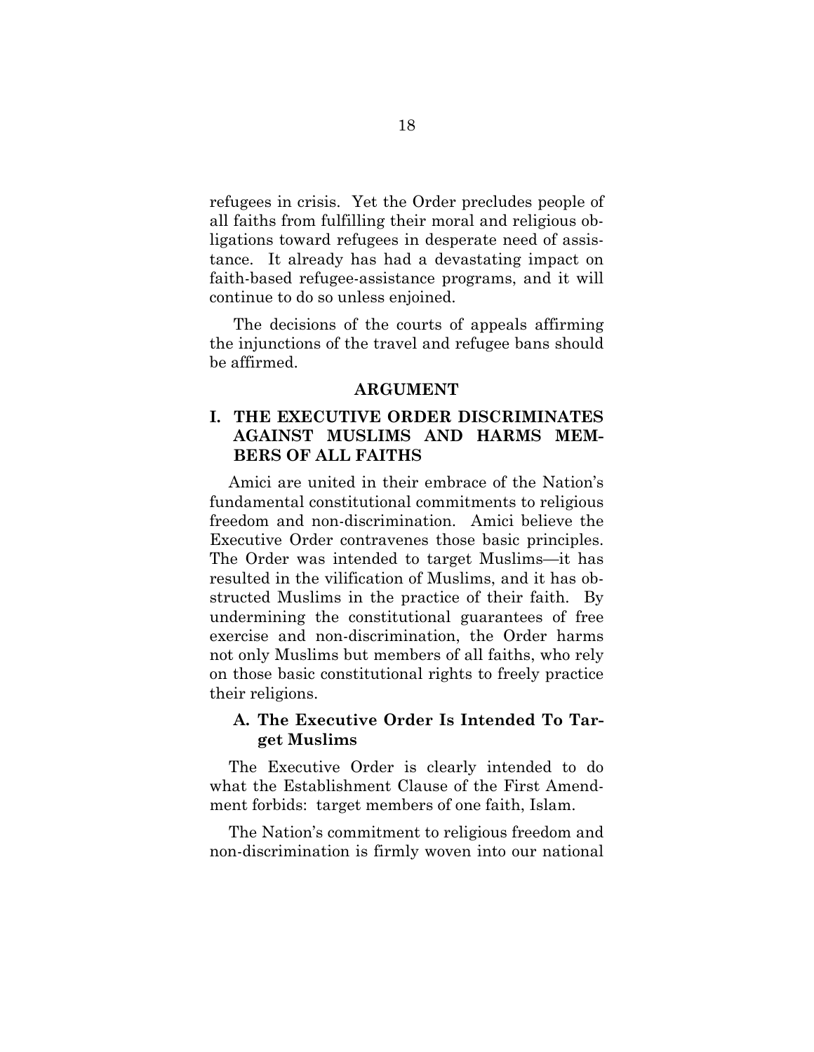refugees in crisis. Yet the Order precludes people of all faiths from fulfilling their moral and religious obligations toward refugees in desperate need of assistance. It already has had a devastating impact on faith-based refugee-assistance programs, and it will continue to do so unless enjoined.

The decisions of the courts of appeals affirming the injunctions of the travel and refugee bans should be affirmed.

## ARGUMENT

### I. THE EXECUTIVE ORDER DISCRIMINATES AGAINST MUSLIMS AND HARMS MEMBERS OF ALL FAITHS

Amici are united in their embrace of the Nation's fundamental constitutional commitments to religious freedom and non-discrimination. Amici believe the Executive Order contravenes those basic principles. The Order was intended to target Muslims—it has resulted in the vilification of Muslims, and it has obstructed Muslims in the practice of their faith. By undermining the constitutional guarantees of free exercise and non-discrimination, the Order harms not only Muslims but members of all faiths, who rely on those basic constitutional rights to freely practice their religions.

#### A. The Executive Order Is Intended To Target Muslims

The Executive Order is clearly intended to do what the Establishment Clause of the First Amendment forbids: target members of one faith, Islam.

The Nation's commitment to religious freedom and non-discrimination is firmly woven into our national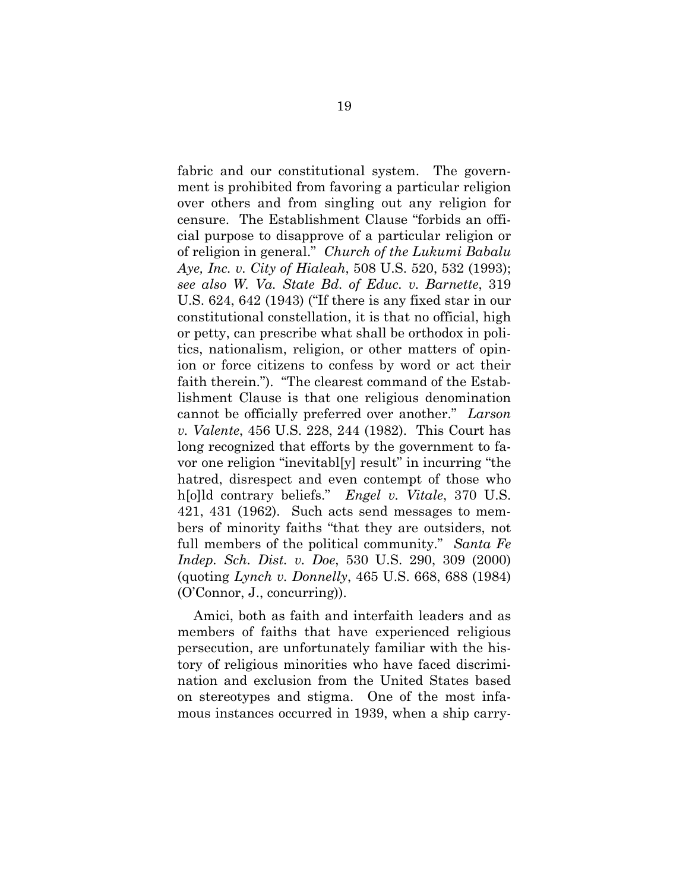fabric and our constitutional system. The government is prohibited from favoring a particular religion over others and from singling out any religion for censure. The Establishment Clause "forbids an official purpose to disapprove of a particular religion or of religion in general." *Church of the Lukumi Babalu Aye, Inc. v. City of Hialeah*, 508 U.S. 520, 532 (1993); *see also W. Va. State Bd. of Educ. v. Barnette*, 319 U.S. 624, 642 (1943) ("If there is any fixed star in our constitutional constellation, it is that no official, high or petty, can prescribe what shall be orthodox in politics, nationalism, religion, or other matters of opinion or force citizens to confess by word or act their faith therein."). "The clearest command of the Establishment Clause is that one religious denomination cannot be officially preferred over another." *Larson v. Valente*, 456 U.S. 228, 244 (1982). This Court has long recognized that efforts by the government to favor one religion "inevitabl[y] result" in incurring "the hatred, disrespect and even contempt of those who h[o]ld contrary beliefs." *Engel v. Vitale*, 370 U.S. 421, 431 (1962). Such acts send messages to members of minority faiths "that they are outsiders, not full members of the political community." *Santa Fe Indep. Sch. Dist. v. Doe*, 530 U.S. 290, 309 (2000) (quoting *Lynch v. Donnelly*, 465 U.S. 668, 688 (1984) (O'Connor, J., concurring)).

Amici, both as faith and interfaith leaders and as members of faiths that have experienced religious persecution, are unfortunately familiar with the history of religious minorities who have faced discrimination and exclusion from the United States based on stereotypes and stigma. One of the most infamous instances occurred in 1939, when a ship carry-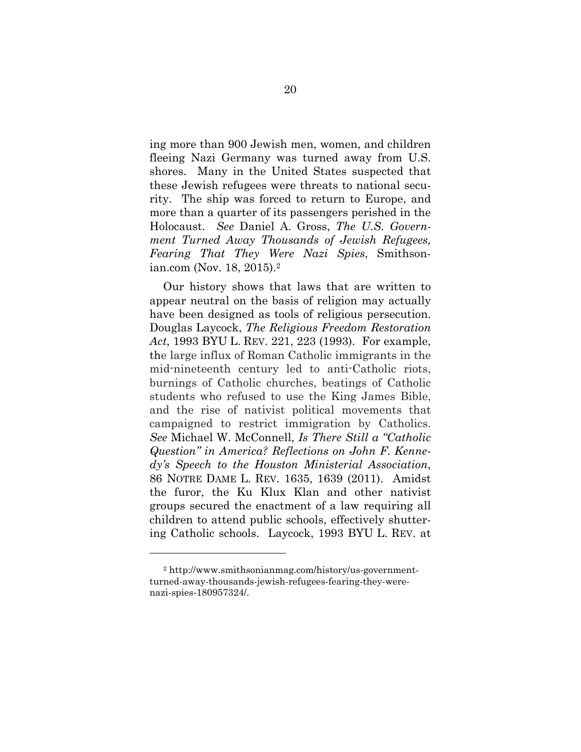ing more than 900 Jewish men, women, and children fleeing Nazi Germany was turned away from U.S. shores. Many in the United States suspected that these Jewish refugees were threats to national security. The ship was forced to return to Europe, and more than a quarter of its passengers perished in the Holocaust. *See* Daniel A. Gross, *The U.S. Government Turned Away Thousands of Jewish Refugees, Fearing That They Were Nazi Spies*, Smithsonian.com (Nov. 18, 2015).[2]

Our history shows that laws that are written to appear neutral on the basis of religion may actually have been designed as tools of religious persecution. Douglas Laycock, *The Religious Freedom Restoration Act*, 1993 BYU L. REV. 221, 223 (1993). For example, the large influx of Roman Catholic immigrants in the mid-nineteenth century led to anti-Catholic riots, burnings of Catholic churches, beatings of Catholic students who refused to use the King James Bible, and the rise of nativist political movements that campaigned to restrict immigration by Catholics. *See* Michael W. McConnell, *Is There Still a "Catholic Question" in America? Reflections on John F. Kennedy's Speech to the Houston Ministerial Association*, 86 NOTRE DAME L. REV. 1635, 1639 (2011). Amidst the furor, the Ku Klux Klan and other nativist groups secured the enactment of a law requiring all children to attend public schools, effectively shuttering Catholic schools. Laycock, 1993 BYU L. REV. at

---

[2] http://www.smithsonianmag.com/history/us-government-turned-away-thousands-jewish-refugees-fearing-they-were-nazi-spies-180957324/.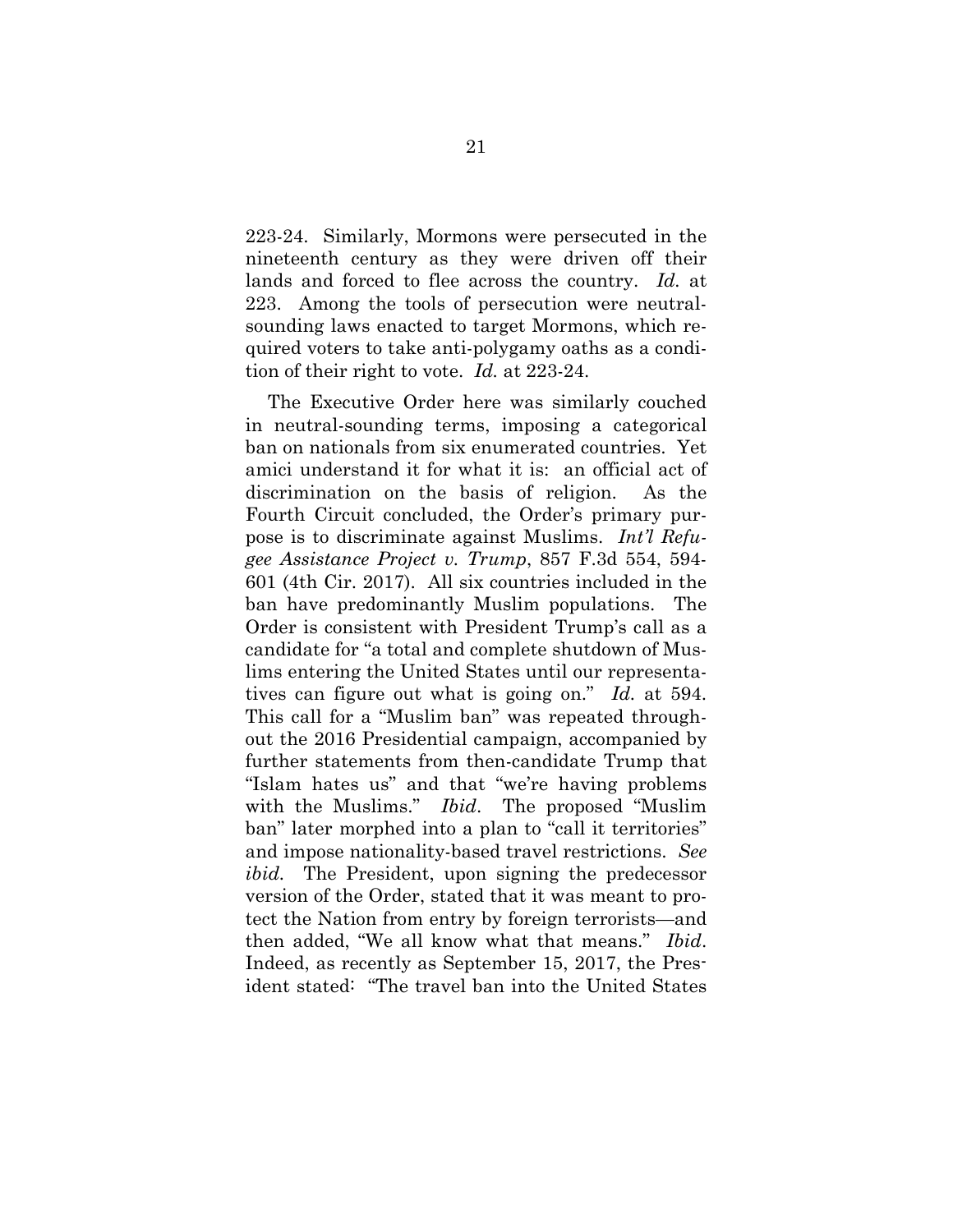223-24. Similarly, Mormons were persecuted in the nineteenth century as they were driven off their lands and forced to flee across the country. *Id.* at 223. Among the tools of persecution were neutral-sounding laws enacted to target Mormons, which required voters to take anti-polygamy oaths as a condition of their right to vote. *Id.* at 223-24.

The Executive Order here was similarly couched in neutral-sounding terms, imposing a categorical ban on nationals from six enumerated countries. Yet amici understand it for what it is: an official act of discrimination on the basis of religion. As the Fourth Circuit concluded, the Order's primary purpose is to discriminate against Muslims. *Int'l Refugee Assistance Project v. Trump*, 857 F.3d 554, 594-601 (4th Cir. 2017). All six countries included in the ban have predominantly Muslim populations. The Order is consistent with President Trump's call as a candidate for "a total and complete shutdown of Muslims entering the United States until our representatives can figure out what is going on." *Id.* at 594. This call for a "Muslim ban" was repeated throughout the 2016 Presidential campaign, accompanied by further statements from then-candidate Trump that "Islam hates us" and that "we're having problems with the Muslims." *Ibid*. The proposed "Muslim ban" later morphed into a plan to "call it territories" and impose nationality-based travel restrictions. *See ibid.* The President, upon signing the predecessor version of the Order, stated that it was meant to protect the Nation from entry by foreign terrorists—and then added, "We all know what that means." *Ibid*. Indeed, as recently as September 15, 2017, the President stated: "The travel ban into the United States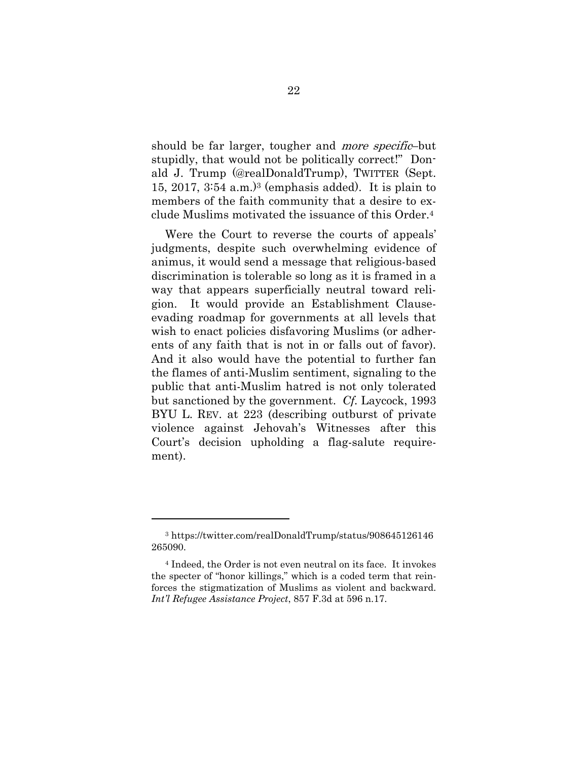should be far larger, tougher and *more specific*–but stupidly, that would not be politically correct!" Donald J. Trump (@realDonaldTrump), TWITTER (Sept. 15, 2017, 3:54 a.m.)[3] (emphasis added). It is plain to members of the faith community that a desire to exclude Muslims motivated the issuance of this Order.[4]

Were the Court to reverse the courts of appeals' judgments, despite such overwhelming evidence of animus, it would send a message that religious-based discrimination is tolerable so long as it is framed in a way that appears superficially neutral toward religion. It would provide an Establishment Clause-evading roadmap for governments at all levels that wish to enact policies disfavoring Muslims (or adherents of any faith that is not in or falls out of favor). And it also would have the potential to further fan the flames of anti-Muslim sentiment, signaling to the public that anti-Muslim hatred is not only tolerated but sanctioned by the government. *Cf.* Laycock, 1993 BYU L. REV. at 223 (describing outburst of private violence against Jehovah's Witnesses after this Court's decision upholding a flag-salute requirement).

---

[3] https://twitter.com/realDonaldTrump/status/908645126146265090.

[4] Indeed, the Order is not even neutral on its face. It invokes the specter of "honor killings," which is a coded term that reinforces the stigmatization of Muslims as violent and backward. *Int'l Refugee Assistance Project*, 857 F.3d at 596 n.17.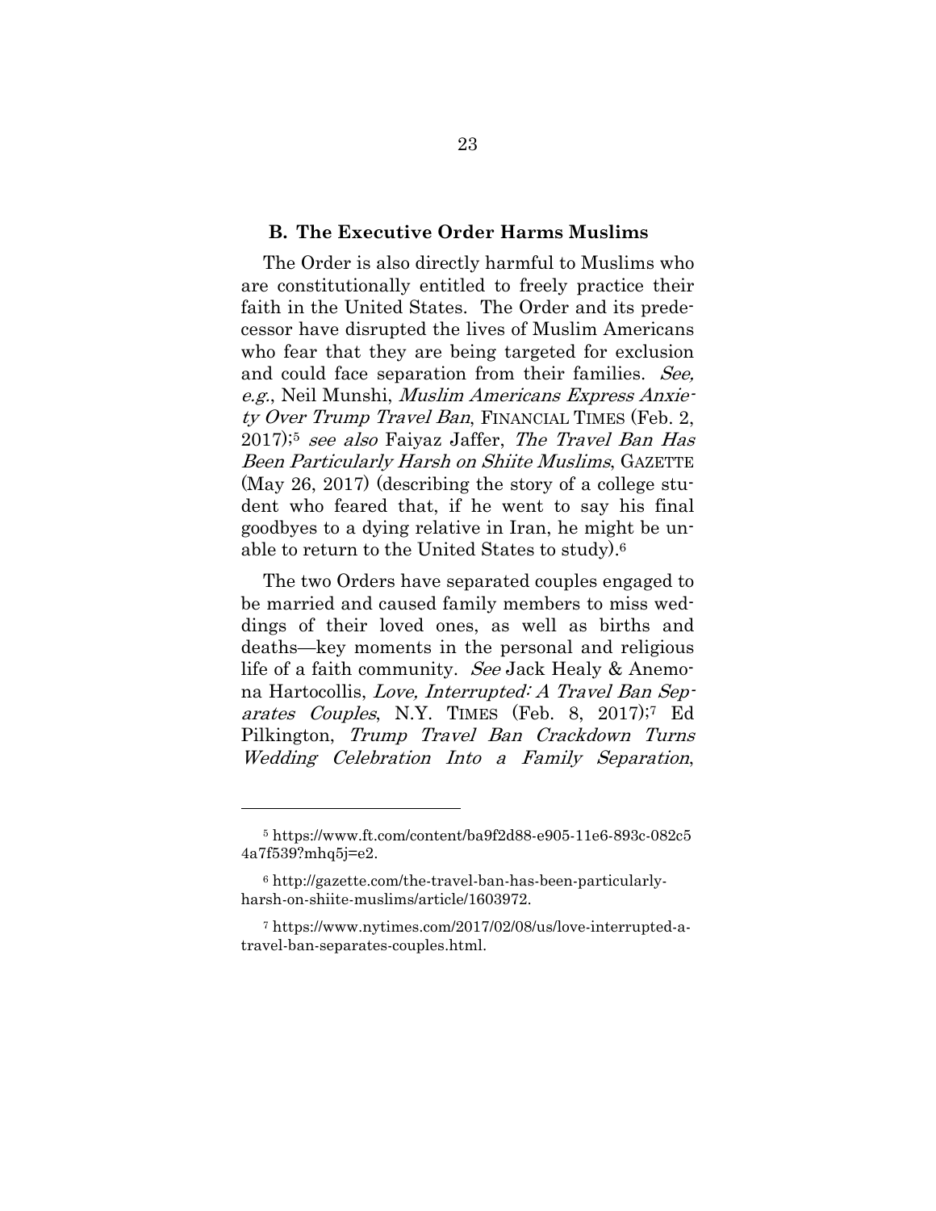### B. The Executive Order Harms Muslims

The Order is also directly harmful to Muslims who are constitutionally entitled to freely practice their faith in the United States. The Order and its predecessor have disrupted the lives of Muslim Americans who fear that they are being targeted for exclusion and could face separation from their families. *See, e.g.*, Neil Munshi, *Muslim Americans Express Anxiety Over Trump Travel Ban*, FINANCIAL TIMES (Feb. 2, 2017);[5] *see also* Faiyaz Jaffer, *The Travel Ban Has Been Particularly Harsh on Shiite Muslims*, GAZETTE (May 26, 2017) (describing the story of a college student who feared that, if he went to say his final goodbyes to a dying relative in Iran, he might be unable to return to the United States to study).[6]

The two Orders have separated couples engaged to be married and caused family members to miss weddings of their loved ones, as well as births and deaths—key moments in the personal and religious life of a faith community. *See* Jack Healy & Anemona Hartocollis, *Love, Interrupted: A Travel Ban Separates Couples*, N.Y. TIMES (Feb. 8, 2017);[7] Ed Pilkington, *Trump Travel Ban Crackdown Turns Wedding Celebration Into a Family Separation*,

---

[5] https://www.ft.com/content/ba9f2d88-e905-11e6-893c-082c54a7f539?mhq5j=e2.

[6] http://gazette.com/the-travel-ban-has-been-particularly-harsh-on-shiite-muslims/article/1603972.

[7] https://www.nytimes.com/2017/02/08/us/love-interrupted-a-travel-ban-separates-couples.html.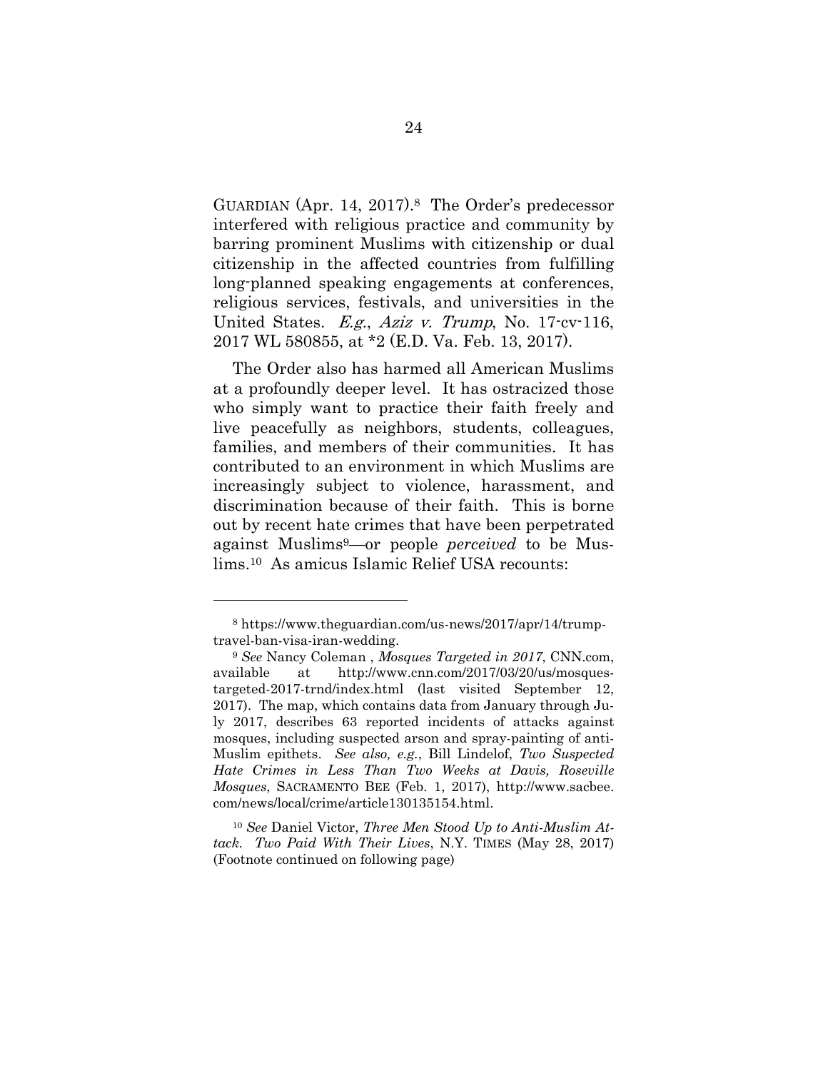GUARDIAN (Apr. 14, 2017).[8] The Order's predecessor interfered with religious practice and community by barring prominent Muslims with citizenship or dual citizenship in the affected countries from fulfilling long-planned speaking engagements at conferences, religious services, festivals, and universities in the United States. *E.g.*, *Aziz v. Trump*, No. 17-cv-116, 2017 WL 580855, at *2 (E.D. Va. Feb. 13, 2017).

The Order also has harmed all American Muslims at a profoundly deeper level. It has ostracized those who simply want to practice their faith freely and live peacefully as neighbors, students, colleagues, families, and members of their communities. It has contributed to an environment in which Muslims are increasingly subject to violence, harassment, and discrimination because of their faith. This is borne out by recent hate crimes that have been perpetrated against Muslims[9]—or people *perceived* to be Muslims.[10] As amicus Islamic Relief USA recounts:

---

[8] https://www.theguardian.com/us-news/2017/apr/14/trump-travel-ban-visa-iran-wedding.

[9] *See* Nancy Coleman , *Mosques Targeted in 2017*, CNN.com, available at http://www.cnn.com/2017/03/20/us/mosques-targeted-2017-trnd/index.html (last visited September 12, 2017). The map, which contains data from January through July 2017, describes 63 reported incidents of attacks against mosques, including suspected arson and spray-painting of anti-Muslim epithets. *See also, e.g.*, Bill Lindelof, *Two Suspected Hate Crimes in Less Than Two Weeks at Davis, Roseville Mosques*, SACRAMENTO BEE (Feb. 1, 2017), http://www.sacbee.com/news/local/crime/article130135154.html.

[10] *See* Daniel Victor, *Three Men Stood Up to Anti-Muslim Attack. Two Paid With Their Lives*, N.Y. TIMES (May 28, 2017) (Footnote continued on following page)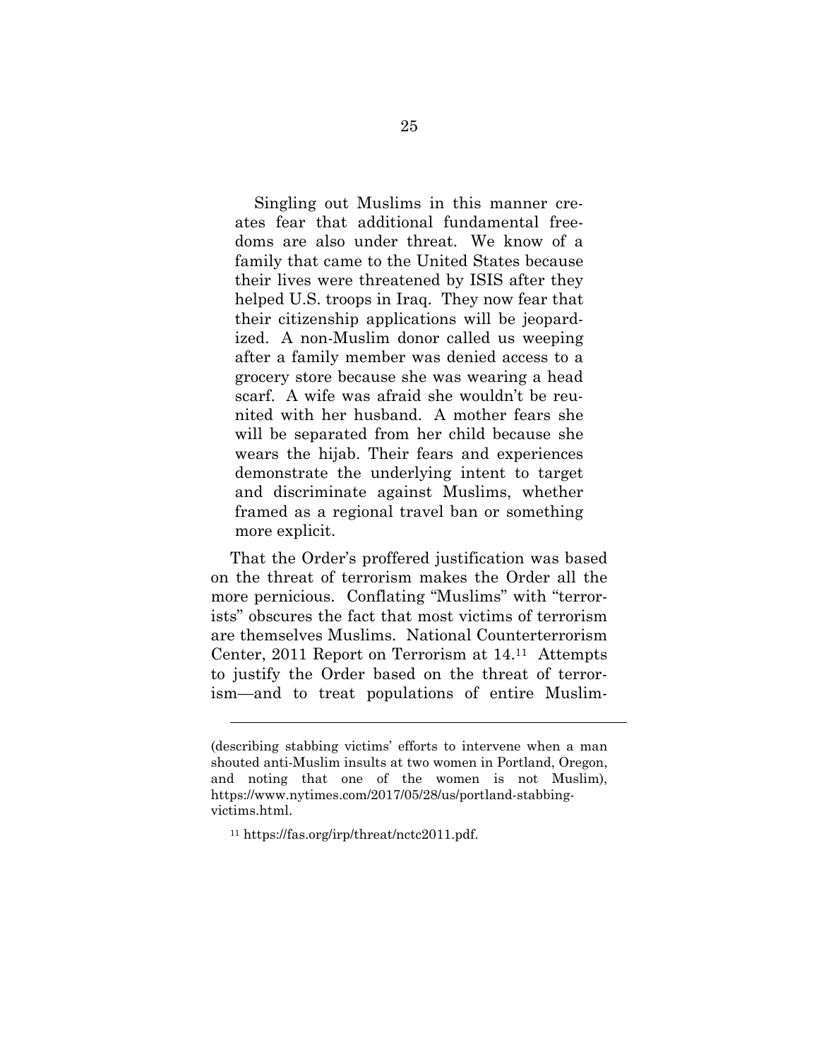> Singling out Muslims in this manner creates fear that additional fundamental freedoms are also under threat. We know of a family that came to the United States because their lives were threatened by ISIS after they helped U.S. troops in Iraq. They now fear that their citizenship applications will be jeopardized. A non-Muslim donor called us weeping after a family member was denied access to a grocery store because she was wearing a head scarf. A wife was afraid she wouldn't be reunited with her husband. A mother fears she will be separated from her child because she wears the hijab. Their fears and experiences demonstrate the underlying intent to target and discriminate against Muslims, whether framed as a regional travel ban or something more explicit.

That the Order's proffered justification was based on the threat of terrorism makes the Order all the more pernicious. Conflating "Muslims" with "terrorists" obscures the fact that most victims of terrorism are themselves Muslims. National Counterterrorism Center, 2011 Report on Terrorism at 14.[11] Attempts to justify the Order based on the threat of terrorism—and to treat populations of entire Muslim-

---

(describing stabbing victims' efforts to intervene when a man shouted anti-Muslim insults at two women in Portland, Oregon, and noting that one of the women is not Muslim), https://www.nytimes.com/2017/05/28/us/portland-stabbing-victims.html.

[11] https://fas.org/irp/threat/nctc2011.pdf.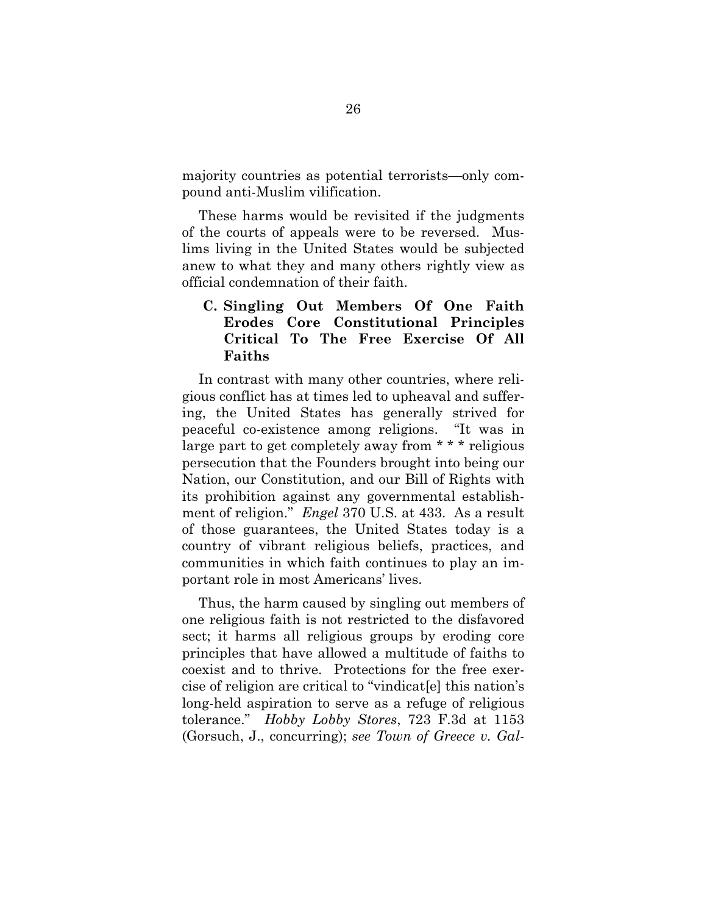majority countries as potential terrorists—only compound anti-Muslim vilification.

These harms would be revisited if the judgments of the courts of appeals were to be reversed. Muslims living in the United States would be subjected anew to what they and many others rightly view as official condemnation of their faith.

### C. Singling Out Members Of One Faith Erodes Core Constitutional Principles Critical To The Free Exercise Of All Faiths

In contrast with many other countries, where religious conflict has at times led to upheaval and suffering, the United States has generally strived for peaceful co-existence among religions. "It was in large part to get completely away from * * * religious persecution that the Founders brought into being our Nation, our Constitution, and our Bill of Rights with its prohibition against any governmental establishment of religion." *Engel* 370 U.S. at 433. As a result of those guarantees, the United States today is a country of vibrant religious beliefs, practices, and communities in which faith continues to play an important role in most Americans' lives.

Thus, the harm caused by singling out members of one religious faith is not restricted to the disfavored sect; it harms all religious groups by eroding core principles that have allowed a multitude of faiths to coexist and to thrive. Protections for the free exercise of religion are critical to "vindicat[e] this nation's long-held aspiration to serve as a refuge of religious tolerance." *Hobby Lobby Stores*, 723 F.3d at 1153 (Gorsuch, J., concurring); *see Town of Greece v. Gal-*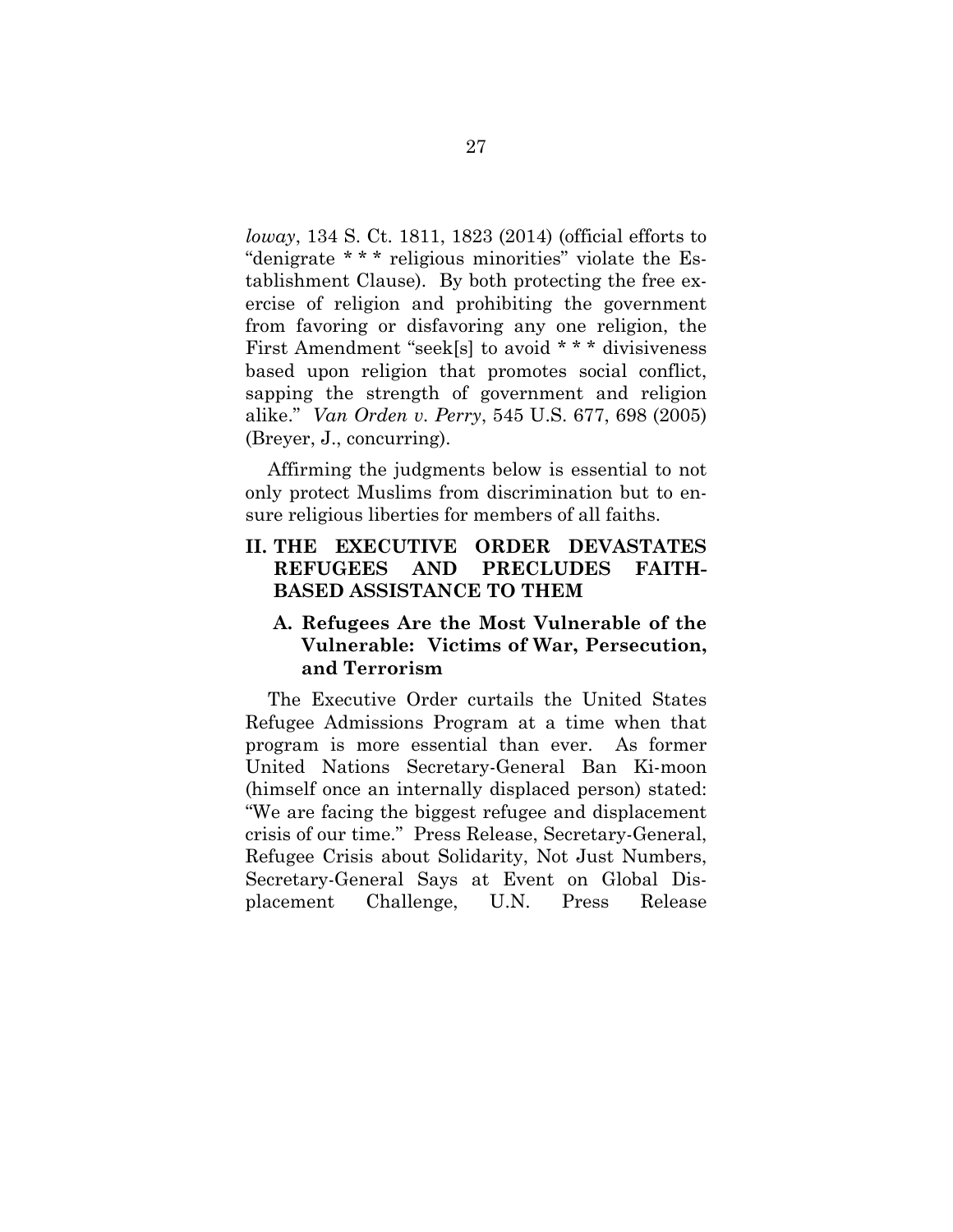*loway*, 134 S. Ct. 1811, 1823 (2014) (official efforts to "denigrate * * * religious minorities" violate the Establishment Clause). By both protecting the free exercise of religion and prohibiting the government from favoring or disfavoring any one religion, the First Amendment "seek[s] to avoid * * * divisiveness based upon religion that promotes social conflict, sapping the strength of government and religion alike." *Van Orden v. Perry*, 545 U.S. 677, 698 (2005) (Breyer, J., concurring).

Affirming the judgments below is essential to not only protect Muslims from discrimination but to ensure religious liberties for members of all faiths.

## II. THE EXECUTIVE ORDER DEVASTATES REFUGEES AND PRECLUDES FAITH-BASED ASSISTANCE TO THEM

### A. Refugees Are the Most Vulnerable of the Vulnerable: Victims of War, Persecution, and Terrorism

The Executive Order curtails the United States Refugee Admissions Program at a time when that program is more essential than ever. As former United Nations Secretary-General Ban Ki-moon (himself once an internally displaced person) stated: "We are facing the biggest refugee and displacement crisis of our time." Press Release, Secretary-General, Refugee Crisis about Solidarity, Not Just Numbers, Secretary-General Says at Event on Global Displacement Challenge, U.N. Press Release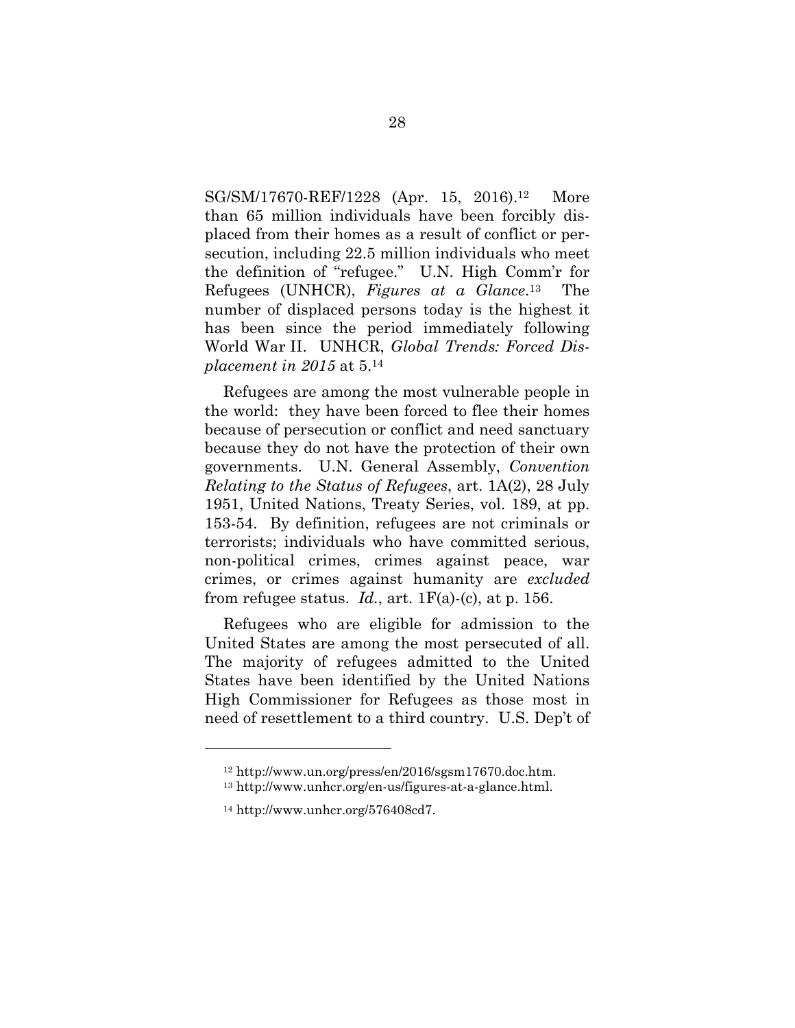SG/SM/17670-REF/1228 (Apr. 15, 2016).[12] More than 65 million individuals have been forcibly displaced from their homes as a result of conflict or persecution, including 22.5 million individuals who meet the definition of "refugee." U.N. High Comm'r for Refugees (UNHCR), *Figures at a Glance*.[13] The number of displaced persons today is the highest it has been since the period immediately following World War II. UNHCR, *Global Trends: Forced Displacement in 2015* at 5.[14]

Refugees are among the most vulnerable people in the world: they have been forced to flee their homes because of persecution or conflict and need sanctuary because they do not have the protection of their own governments. U.N. General Assembly, *Convention Relating to the Status of Refugees*, art. 1A(2), 28 July 1951, United Nations, Treaty Series, vol. 189, at pp. 153-54. By definition, refugees are not criminals or terrorists; individuals who have committed serious, non-political crimes, crimes against peace, war crimes, or crimes against humanity are *excluded* from refugee status. *Id.*, art. 1F(a)-(c), at p. 156.

Refugees who are eligible for admission to the United States are among the most persecuted of all. The majority of refugees admitted to the United States have been identified by the United Nations High Commissioner for Refugees as those most in need of resettlement to a third country. U.S. Dep't of

---

[12] http://www.un.org/press/en/2016/sgsm17670.doc.htm.

[13] http://www.unhcr.org/en-us/figures-at-a-glance.html.

[14] http://www.unhcr.org/576408cd7.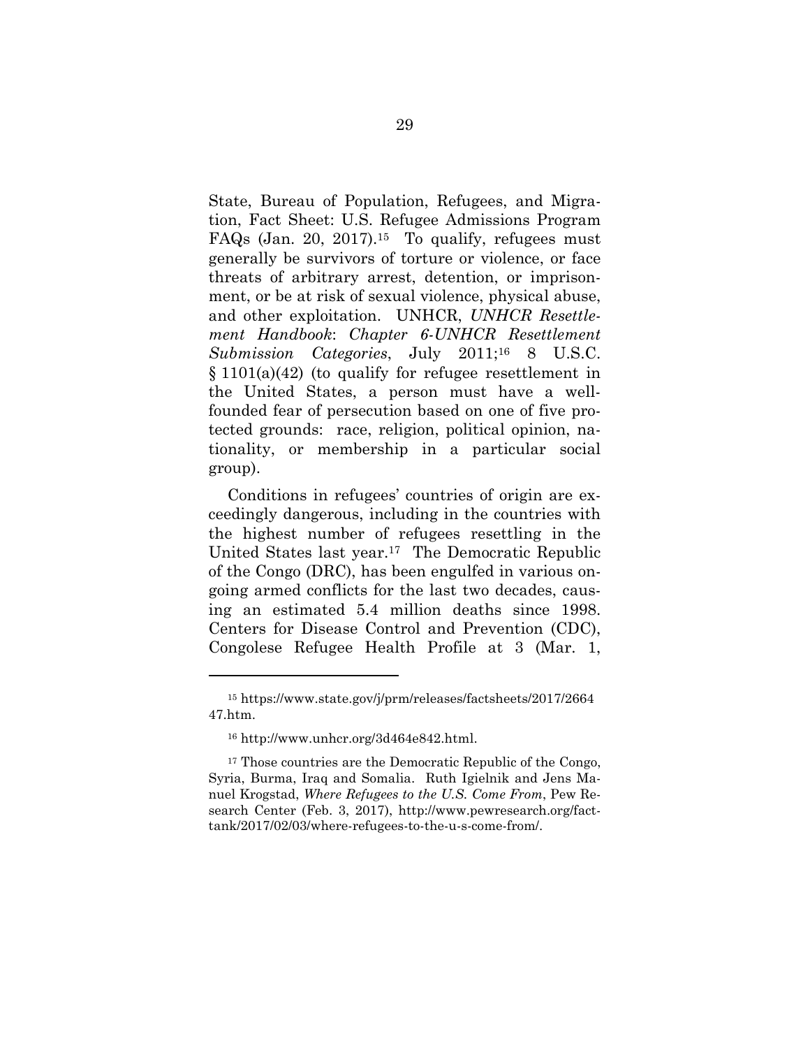State, Bureau of Population, Refugees, and Migration, Fact Sheet: U.S. Refugee Admissions Program FAQs (Jan. 20, 2017).[15] To qualify, refugees must generally be survivors of torture or violence, or face threats of arbitrary arrest, detention, or imprisonment, or be at risk of sexual violence, physical abuse, and other exploitation. UNHCR, *UNHCR Resettlement Handbook*: *Chapter 6-UNHCR Resettlement Submission Categories*, July 2011;[16] 8 U.S.C. § 1101(a)(42) (to qualify for refugee resettlement in the United States, a person must have a well-founded fear of persecution based on one of five protected grounds: race, religion, political opinion, nationality, or membership in a particular social group).

Conditions in refugees' countries of origin are exceedingly dangerous, including in the countries with the highest number of refugees resettling in the United States last year.[17] The Democratic Republic of the Congo (DRC), has been engulfed in various ongoing armed conflicts for the last two decades, causing an estimated 5.4 million deaths since 1998. Centers for Disease Control and Prevention (CDC), Congolese Refugee Health Profile at 3 (Mar. 1,

---

[15] https://www.state.gov/j/prm/releases/factsheets/2017/266447.htm.

[16] http://www.unhcr.org/3d464e842.html.

[17] Those countries are the Democratic Republic of the Congo, Syria, Burma, Iraq and Somalia. Ruth Igielnik and Jens Manuel Krogstad, *Where Refugees to the U.S. Come From*, Pew Research Center (Feb. 3, 2017), http://www.pewresearch.org/fact-tank/2017/02/03/where-refugees-to-the-u-s-come-from/.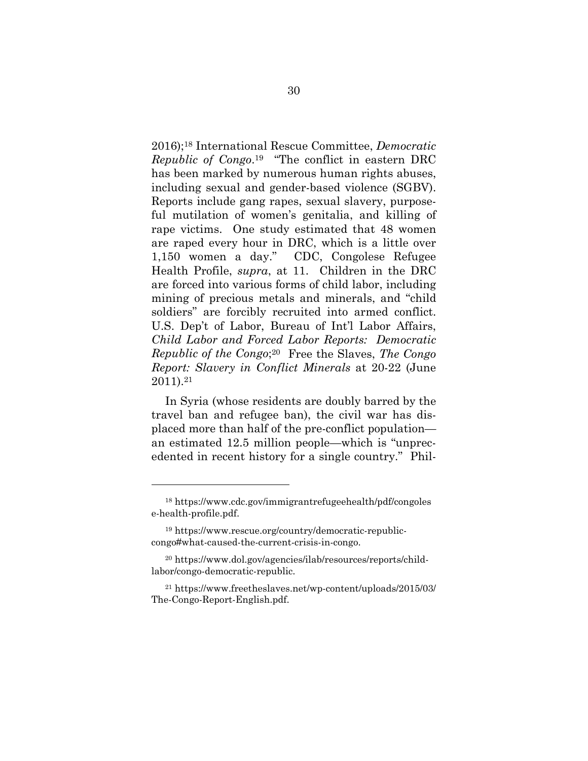2016);[18] International Rescue Committee, *Democratic Republic of Congo*.[19] "The conflict in eastern DRC has been marked by numerous human rights abuses, including sexual and gender-based violence (SGBV). Reports include gang rapes, sexual slavery, purposeful mutilation of women's genitalia, and killing of rape victims. One study estimated that 48 women are raped every hour in DRC, which is a little over 1,150 women a day." CDC, Congolese Refugee Health Profile, *supra*, at 11. Children in the DRC are forced into various forms of child labor, including mining of precious metals and minerals, and "child soldiers" are forcibly recruited into armed conflict. U.S. Dep't of Labor, Bureau of Int'l Labor Affairs, *Child Labor and Forced Labor Reports: Democratic Republic of the Congo*;[20] Free the Slaves, *The Congo Report: Slavery in Conflict Minerals* at 20-22 (June 2011).[21]

In Syria (whose residents are doubly barred by the travel ban and refugee ban), the civil war has displaced more than half of the pre-conflict population—an estimated 12.5 million people—which is "unprecedented in recent history for a single country." Phil-

---

[18] https://www.cdc.gov/immigrantrefugeehealth/pdf/congolese-health-profile.pdf.

[19] https://www.rescue.org/country/democratic-republic-congo#what-caused-the-current-crisis-in-congo.

[20] https://www.dol.gov/agencies/ilab/resources/reports/child-labor/congo-democratic-republic.

[21] https://www.freetheslaves.net/wp-content/uploads/2015/03/The-Congo-Report-English.pdf.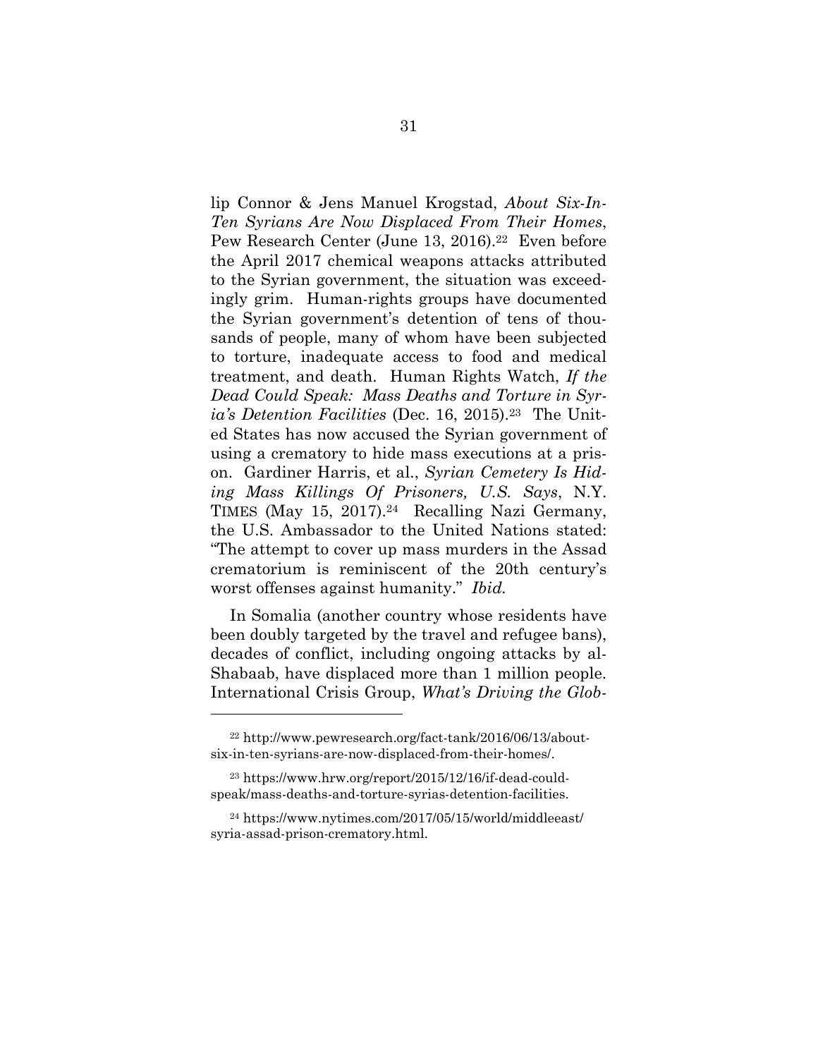lip Connor & Jens Manuel Krogstad, *About Six-In-Ten Syrians Are Now Displaced From Their Homes*, Pew Research Center (June 13, 2016).[22] Even before the April 2017 chemical weapons attacks attributed to the Syrian government, the situation was exceedingly grim. Human-rights groups have documented the Syrian government's detention of tens of thousands of people, many of whom have been subjected to torture, inadequate access to food and medical treatment, and death. Human Rights Watch, *If the Dead Could Speak: Mass Deaths and Torture in Syria's Detention Facilities* (Dec. 16, 2015).[23] The United States has now accused the Syrian government of using a crematory to hide mass executions at a prison. Gardiner Harris, et al., *Syrian Cemetery Is Hiding Mass Killings Of Prisoners, U.S. Says*, N.Y. TIMES (May 15, 2017).[24] Recalling Nazi Germany, the U.S. Ambassador to the United Nations stated: "The attempt to cover up mass murders in the Assad crematorium is reminiscent of the 20th century's worst offenses against humanity." *Ibid.*

In Somalia (another country whose residents have been doubly targeted by the travel and refugee bans), decades of conflict, including ongoing attacks by al-Shabaab, have displaced more than 1 million people. International Crisis Group, *What's Driving the Glob-*

---

[22] http://www.pewresearch.org/fact-tank/2016/06/13/about-six-in-ten-syrians-are-now-displaced-from-their-homes/.

[23] https://www.hrw.org/report/2015/12/16/if-dead-could-speak/mass-deaths-and-torture-syrias-detention-facilities.

[24] https://www.nytimes.com/2017/05/15/world/middleeast/syria-assad-prison-crematory.html.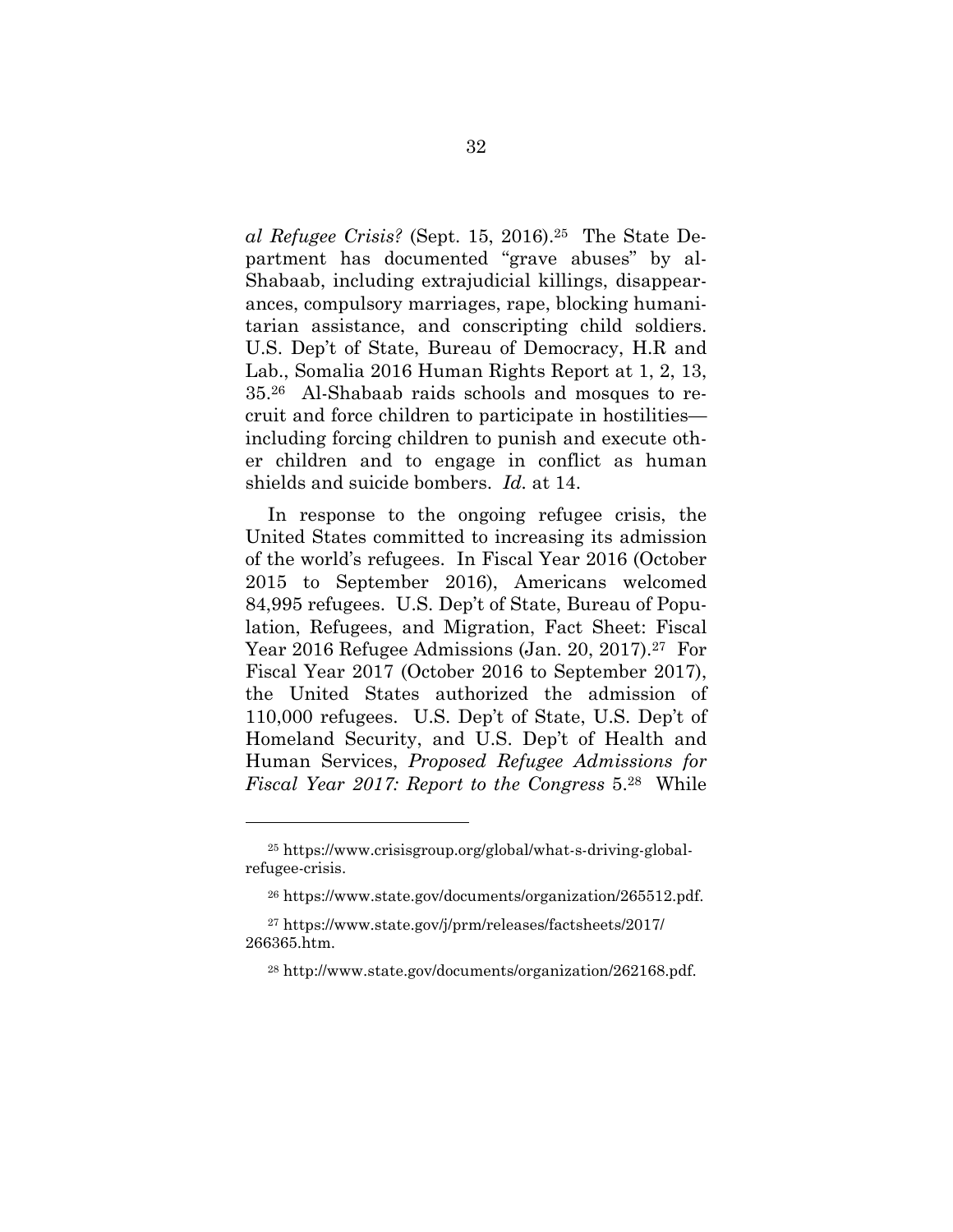*al Refugee Crisis?* (Sept. 15, 2016).[25] The State Department has documented "grave abuses" by al-Shabaab, including extrajudicial killings, disappearances, compulsory marriages, rape, blocking humanitarian assistance, and conscripting child soldiers. U.S. Dep't of State, Bureau of Democracy, H.R and Lab., Somalia 2016 Human Rights Report at 1, 2, 13, 35.[26] Al-Shabaab raids schools and mosques to recruit and force children to participate in hostilities—including forcing children to punish and execute other children and to engage in conflict as human shields and suicide bombers. *Id.* at 14.

In response to the ongoing refugee crisis, the United States committed to increasing its admission of the world's refugees. In Fiscal Year 2016 (October 2015 to September 2016), Americans welcomed 84,995 refugees. U.S. Dep't of State, Bureau of Population, Refugees, and Migration, Fact Sheet: Fiscal Year 2016 Refugee Admissions (Jan. 20, 2017).[27] For Fiscal Year 2017 (October 2016 to September 2017), the United States authorized the admission of 110,000 refugees. U.S. Dep't of State, U.S. Dep't of Homeland Security, and U.S. Dep't of Health and Human Services, *Proposed Refugee Admissions for Fiscal Year 2017: Report to the Congress* 5.[28] While

---

[25] https://www.crisisgroup.org/global/what-s-driving-global-refugee-crisis.

[26] https://www.state.gov/documents/organization/265512.pdf.

[27] https://www.state.gov/j/prm/releases/factsheets/2017/266365.htm.

[28] http://www.state.gov/documents/organization/262168.pdf.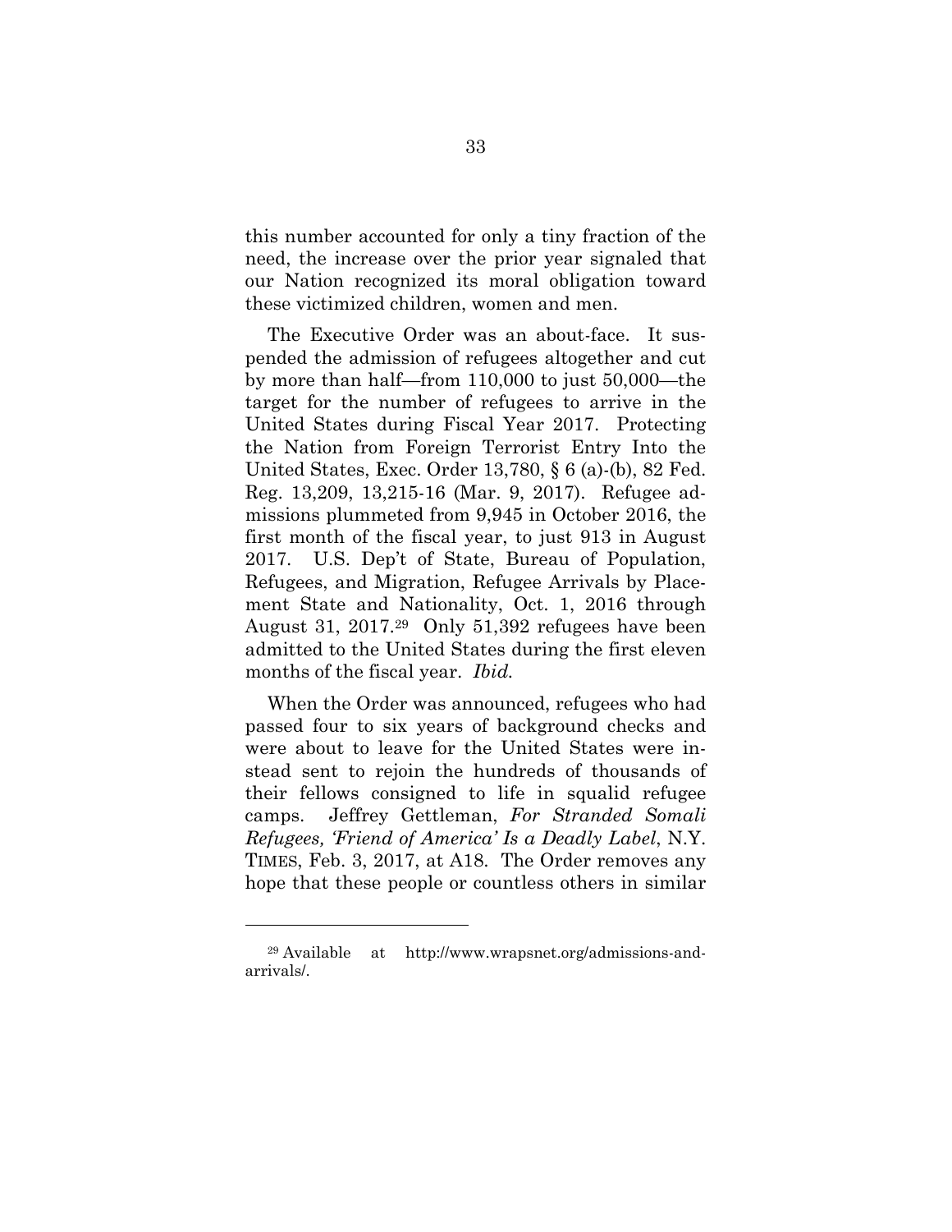this number accounted for only a tiny fraction of the need, the increase over the prior year signaled that our Nation recognized its moral obligation toward these victimized children, women and men.

The Executive Order was an about-face. It suspended the admission of refugees altogether and cut by more than half—from 110,000 to just 50,000—the target for the number of refugees to arrive in the United States during Fiscal Year 2017. Protecting the Nation from Foreign Terrorist Entry Into the United States, Exec. Order 13,780, § 6 (a)-(b), 82 Fed. Reg. 13,209, 13,215-16 (Mar. 9, 2017). Refugee admissions plummeted from 9,945 in October 2016, the first month of the fiscal year, to just 913 in August 2017. U.S. Dep't of State, Bureau of Population, Refugees, and Migration, Refugee Arrivals by Placement State and Nationality, Oct. 1, 2016 through August 31, 2017.[29] Only 51,392 refugees have been admitted to the United States during the first eleven months of the fiscal year. *Ibid.*

When the Order was announced, refugees who had passed four to six years of background checks and were about to leave for the United States were instead sent to rejoin the hundreds of thousands of their fellows consigned to life in squalid refugee camps. Jeffrey Gettleman, *For Stranded Somali Refugees, 'Friend of America' Is a Deadly Label*, N.Y. TIMES, Feb. 3, 2017, at A18. The Order removes any hope that these people or countless others in similar

---

[29] Available at http://www.wrapsnet.org/admissions-and-arrivals/.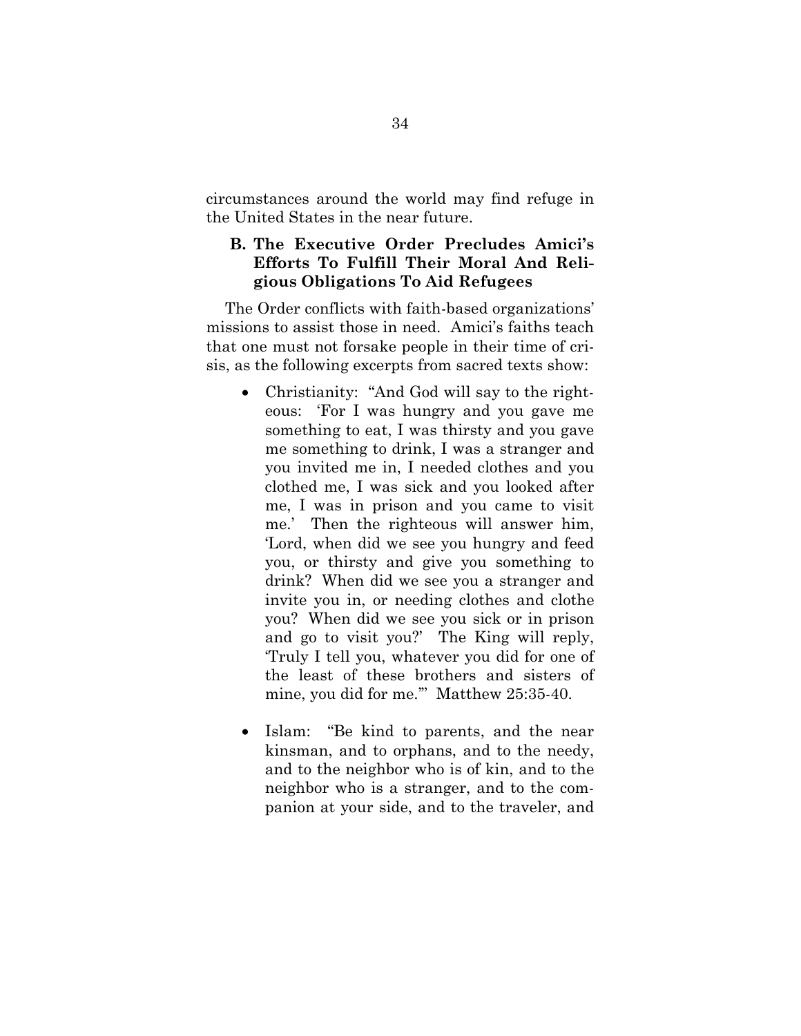circumstances around the world may find refuge in the United States in the near future.

### B. The Executive Order Precludes Amici's Efforts To Fulfill Their Moral And Religious Obligations To Aid Refugees

The Order conflicts with faith-based organizations' missions to assist those in need. Amici's faiths teach that one must not forsake people in their time of crisis, as the following excerpts from sacred texts show:

- Christianity: "And God will say to the righteous: 'For I was hungry and you gave me something to eat, I was thirsty and you gave me something to drink, I was a stranger and you invited me in, I needed clothes and you clothed me, I was sick and you looked after me, I was in prison and you came to visit me.' Then the righteous will answer him, 'Lord, when did we see you hungry and feed you, or thirsty and give you something to drink? When did we see you a stranger and invite you in, or needing clothes and clothe you? When did we see you sick or in prison and go to visit you?' The King will reply, 'Truly I tell you, whatever you did for one of the least of these brothers and sisters of mine, you did for me.'" Matthew 25:35-40.

- Islam: "Be kind to parents, and the near kinsman, and to orphans, and to the needy, and to the neighbor who is of kin, and to the neighbor who is a stranger, and to the companion at your side, and to the traveler, and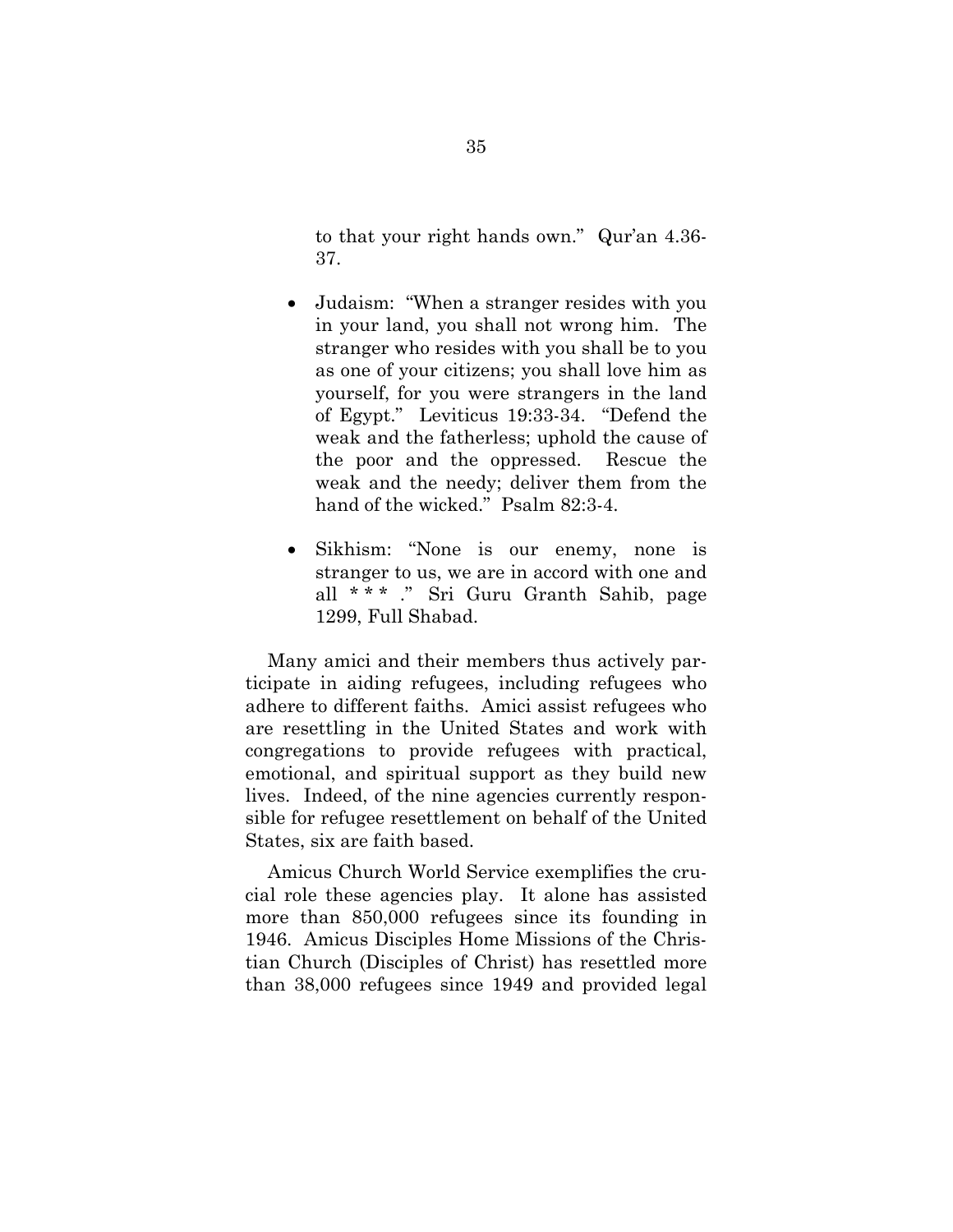to that your right hands own." Qur'an 4.36-37.

- Judaism: "When a stranger resides with you in your land, you shall not wrong him. The stranger who resides with you shall be to you as one of your citizens; you shall love him as yourself, for you were strangers in the land of Egypt." Leviticus 19:33-34. "Defend the weak and the fatherless; uphold the cause of the poor and the oppressed. Rescue the weak and the needy; deliver them from the hand of the wicked." Psalm 82:3-4.

- Sikhism: "None is our enemy, none is stranger to us, we are in accord with one and all * * * ." Sri Guru Granth Sahib, page 1299, Full Shabad.

Many amici and their members thus actively participate in aiding refugees, including refugees who adhere to different faiths. Amici assist refugees who are resettling in the United States and work with congregations to provide refugees with practical, emotional, and spiritual support as they build new lives. Indeed, of the nine agencies currently responsible for refugee resettlement on behalf of the United States, six are faith based.

Amicus Church World Service exemplifies the crucial role these agencies play. It alone has assisted more than 850,000 refugees since its founding in 1946. Amicus Disciples Home Missions of the Christian Church (Disciples of Christ) has resettled more than 38,000 refugees since 1949 and provided legal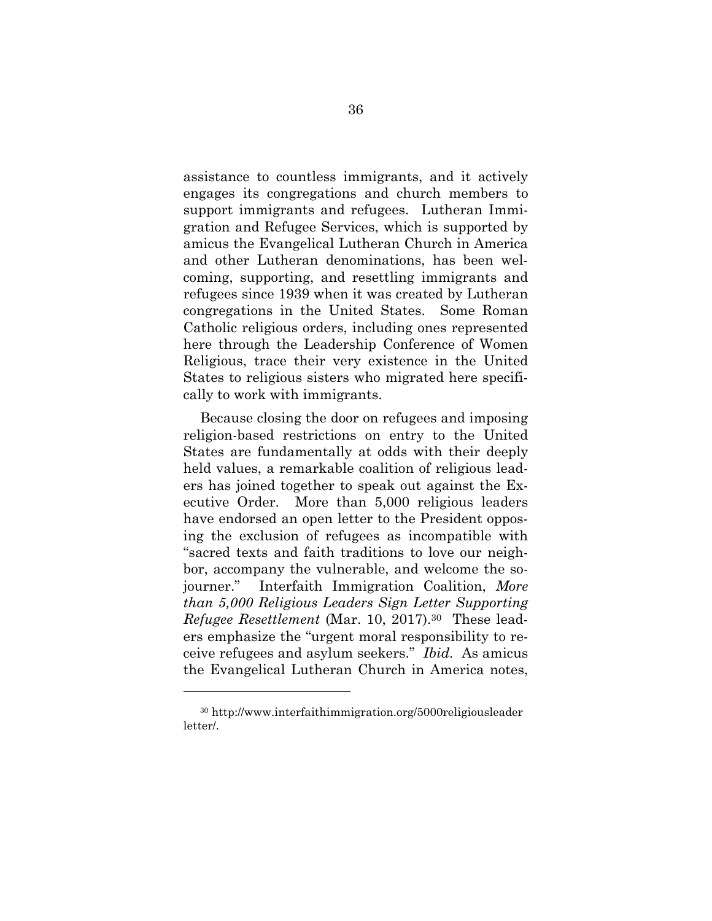assistance to countless immigrants, and it actively engages its congregations and church members to support immigrants and refugees. Lutheran Immigration and Refugee Services, which is supported by amicus the Evangelical Lutheran Church in America and other Lutheran denominations, has been welcoming, supporting, and resettling immigrants and refugees since 1939 when it was created by Lutheran congregations in the United States. Some Roman Catholic religious orders, including ones represented here through the Leadership Conference of Women Religious, trace their very existence in the United States to religious sisters who migrated here specifically to work with immigrants.

Because closing the door on refugees and imposing religion-based restrictions on entry to the United States are fundamentally at odds with their deeply held values, a remarkable coalition of religious leaders has joined together to speak out against the Executive Order. More than 5,000 religious leaders have endorsed an open letter to the President opposing the exclusion of refugees as incompatible with "sacred texts and faith traditions to love our neighbor, accompany the vulnerable, and welcome the sojourner." Interfaith Immigration Coalition, *More than 5,000 Religious Leaders Sign Letter Supporting Refugee Resettlement* (Mar. 10, 2017).[30] These leaders emphasize the "urgent moral responsibility to receive refugees and asylum seekers." *Ibid.* As amicus the Evangelical Lutheran Church in America notes,

---

[30] http://www.interfaithimmigration.org/5000religiousleader letter/.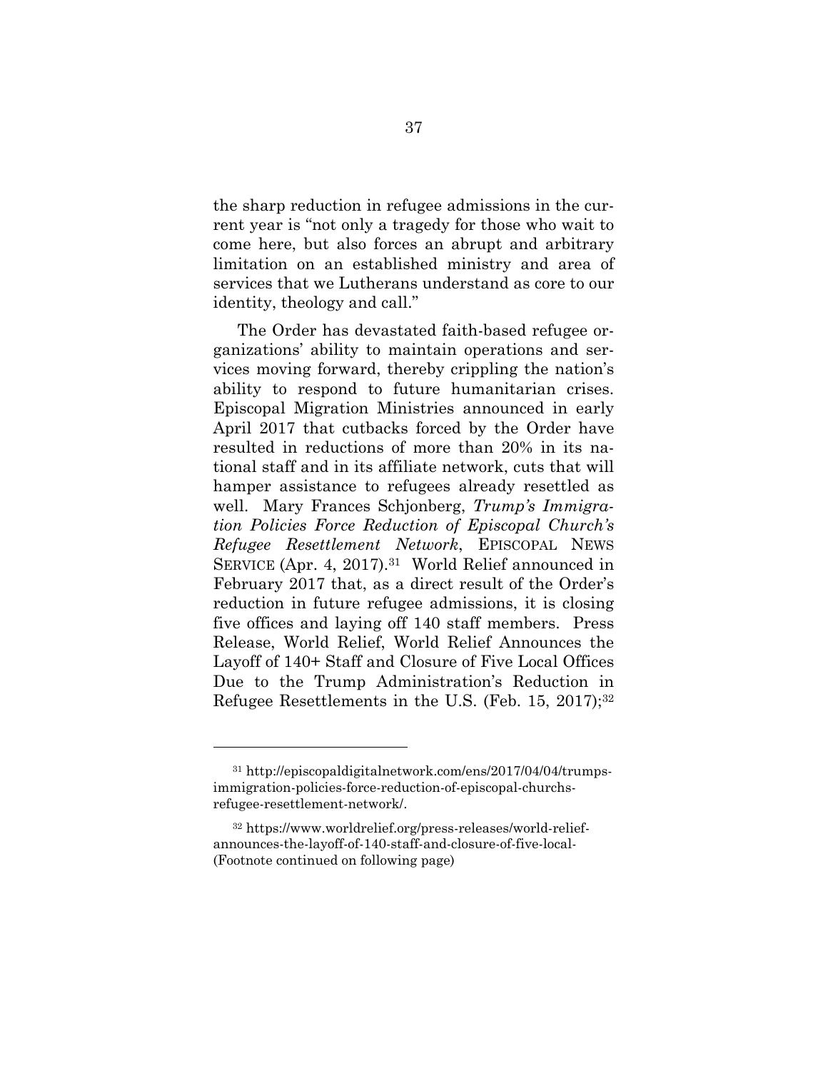the sharp reduction in refugee admissions in the current year is "not only a tragedy for those who wait to come here, but also forces an abrupt and arbitrary limitation on an established ministry and area of services that we Lutherans understand as core to our identity, theology and call."

The Order has devastated faith-based refugee organizations' ability to maintain operations and services moving forward, thereby crippling the nation's ability to respond to future humanitarian crises. Episcopal Migration Ministries announced in early April 2017 that cutbacks forced by the Order have resulted in reductions of more than 20% in its national staff and in its affiliate network, cuts that will hamper assistance to refugees already resettled as well. Mary Frances Schjonberg, *Trump's Immigration Policies Force Reduction of Episcopal Church's Refugee Resettlement Network*, EPISCOPAL NEWS SERVICE (Apr. 4, 2017).[31] World Relief announced in February 2017 that, as a direct result of the Order's reduction in future refugee admissions, it is closing five offices and laying off 140 staff members. Press Release, World Relief, World Relief Announces the Layoff of 140+ Staff and Closure of Five Local Offices Due to the Trump Administration's Reduction in Refugee Resettlements in the U.S. (Feb. 15, 2017);[32]

---

[31] http://episcopaldigitalnetwork.com/ens/2017/04/04/trumps-immigration-policies-force-reduction-of-episcopal-churchs-refugee-resettlement-network/.

[32] https://www.worldrelief.org/press-releases/world-relief-announces-the-layoff-of-140-staff-and-closure-of-five-local-
(Footnote continued on following page)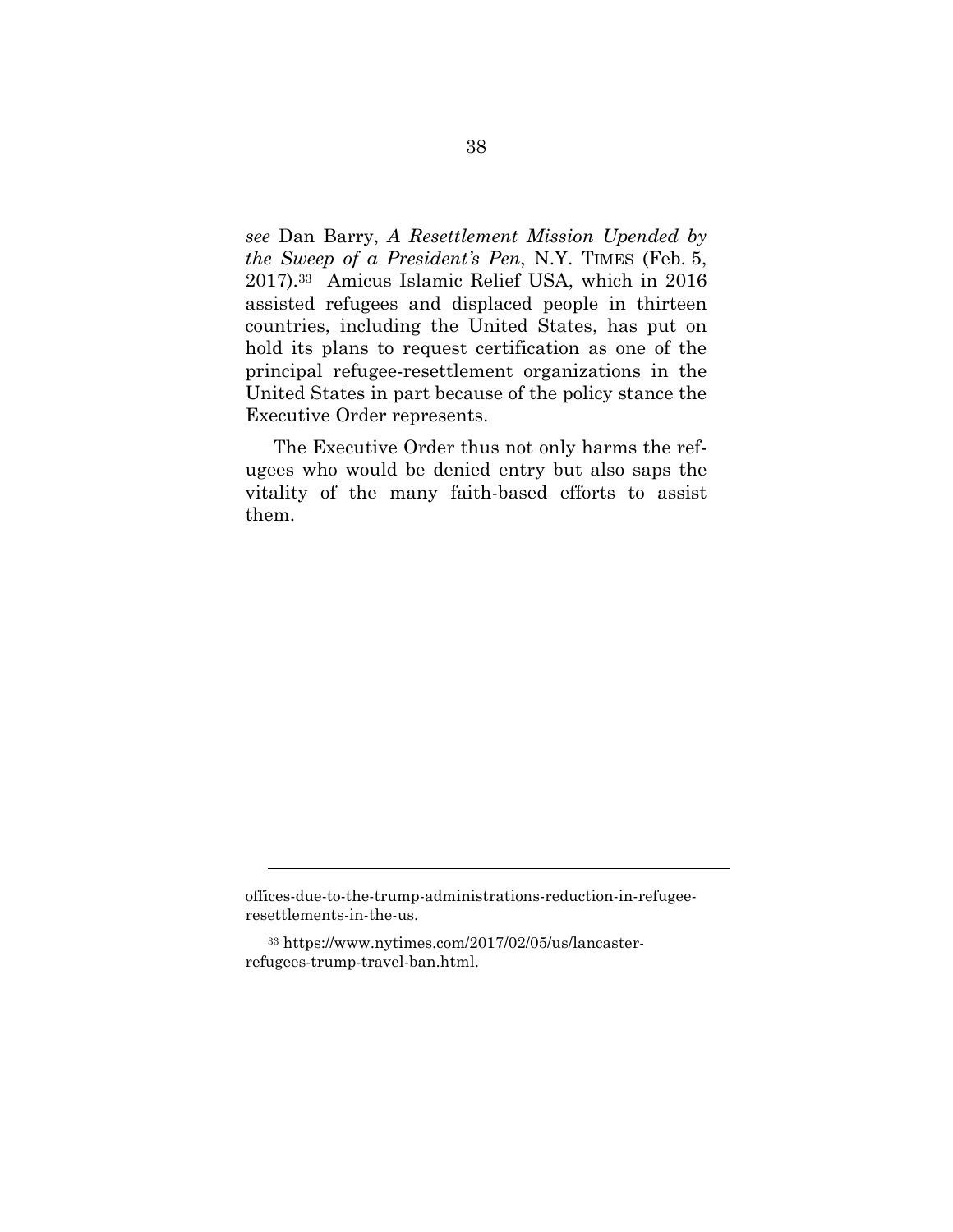*see* Dan Barry, *A Resettlement Mission Upended by the Sweep of a President's Pen*, N.Y. TIMES (Feb. 5, 2017).[33] Amicus Islamic Relief USA, which in 2016 assisted refugees and displaced people in thirteen countries, including the United States, has put on hold its plans to request certification as one of the principal refugee-resettlement organizations in the United States in part because of the policy stance the Executive Order represents.

The Executive Order thus not only harms the refugees who would be denied entry but also saps the vitality of the many faith-based efforts to assist them.

---

offices-due-to-the-trump-administrations-reduction-in-refugee-resettlements-in-the-us.

[33] https://www.nytimes.com/2017/02/05/us/lancaster-refugees-trump-travel-ban.html.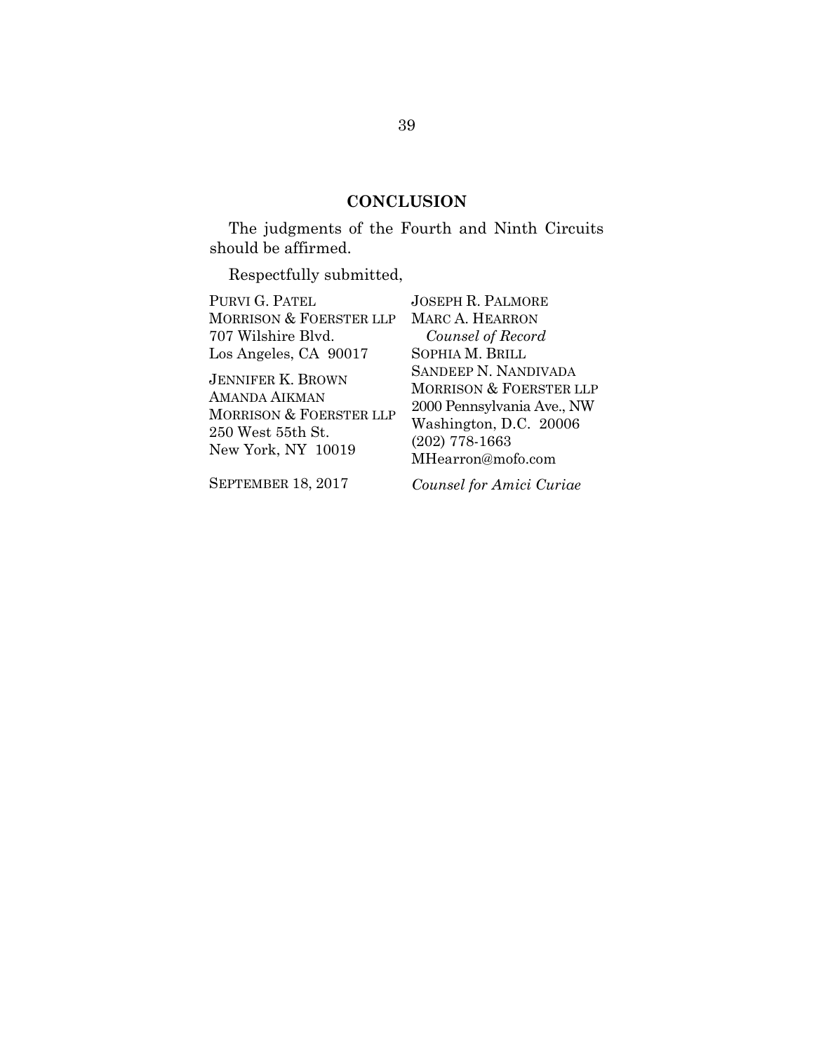## CONCLUSION

The judgments of the Fourth and Ninth Circuits should be affirmed.

Respectfully submitted,

PURVI G. PATEL
MORRISON & FOERSTER LLP
707 Wilshire Blvd.
Los Angeles, CA 90017

JENNIFER K. BROWN
AMANDA AIKMAN
MORRISON & FOERSTER LLP
250 West 55th St.
New York, NY 10019

JOSEPH R. PALMORE
MARC A. HEARRON
*Counsel of Record*
SOPHIA M. BRILL
SANDEEP N. NANDIVADA
MORRISON & FOERSTER LLP
2000 Pennsylvania Ave., NW
Washington, D.C. 20006
(202) 778-1663
MHearron@mofo.com

SEPTEMBER 18, 2017

*Counsel for Amici Curiae*